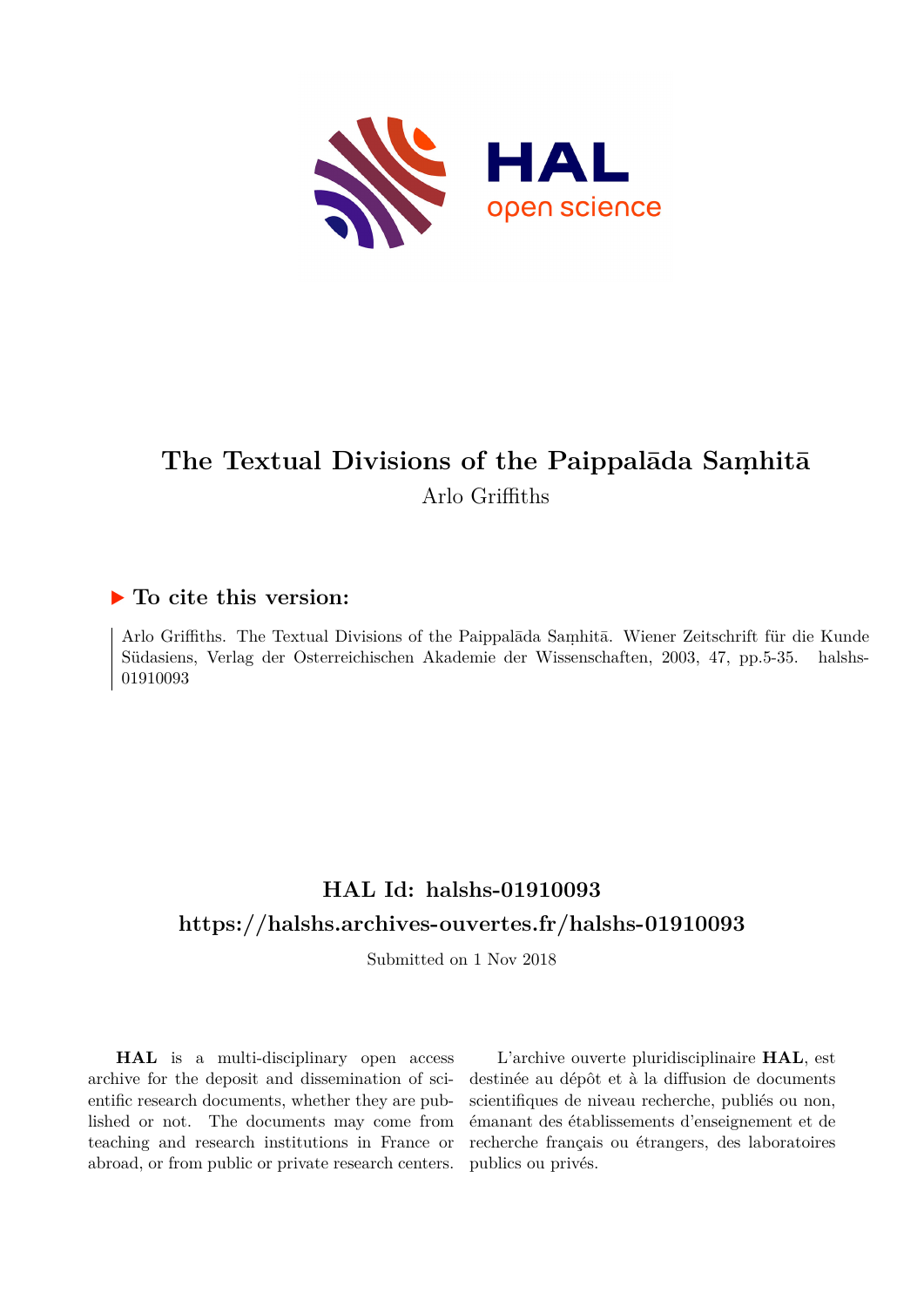# The Textual Divisions of the Paippalāda Saṃhitā

Arlo Griffiths

## ▶ To cite this version:

Arlo Griffiths. The Textual Divisions of the Paippalāda Saṃhitā. Wiener Zeitschrift für die Kunde Südasiens, Verlag der Osterreichischen Akademie der Wissenschaften, 2003, 47, pp.5-35. halshs-01910093

## HAL Id: halshs-01910093

## https://halshs.archives-ouvertes.fr/halshs-01910093

Submitted on 1 Nov 2018

**HAL** is a multi-disciplinary open access archive for the deposit and dissemination of scientific research documents, whether they are published or not. The documents may come from teaching and research institutions in France or abroad, or from public or private research centers.

L'archive ouverte pluridisciplinaire **HAL**, est destinée au dépôt et à la diffusion de documents scientifiques de niveau recherche, publiés ou non, émanant des établissements d'enseignement et de recherche français ou étrangers, des laboratoires publics ou privés.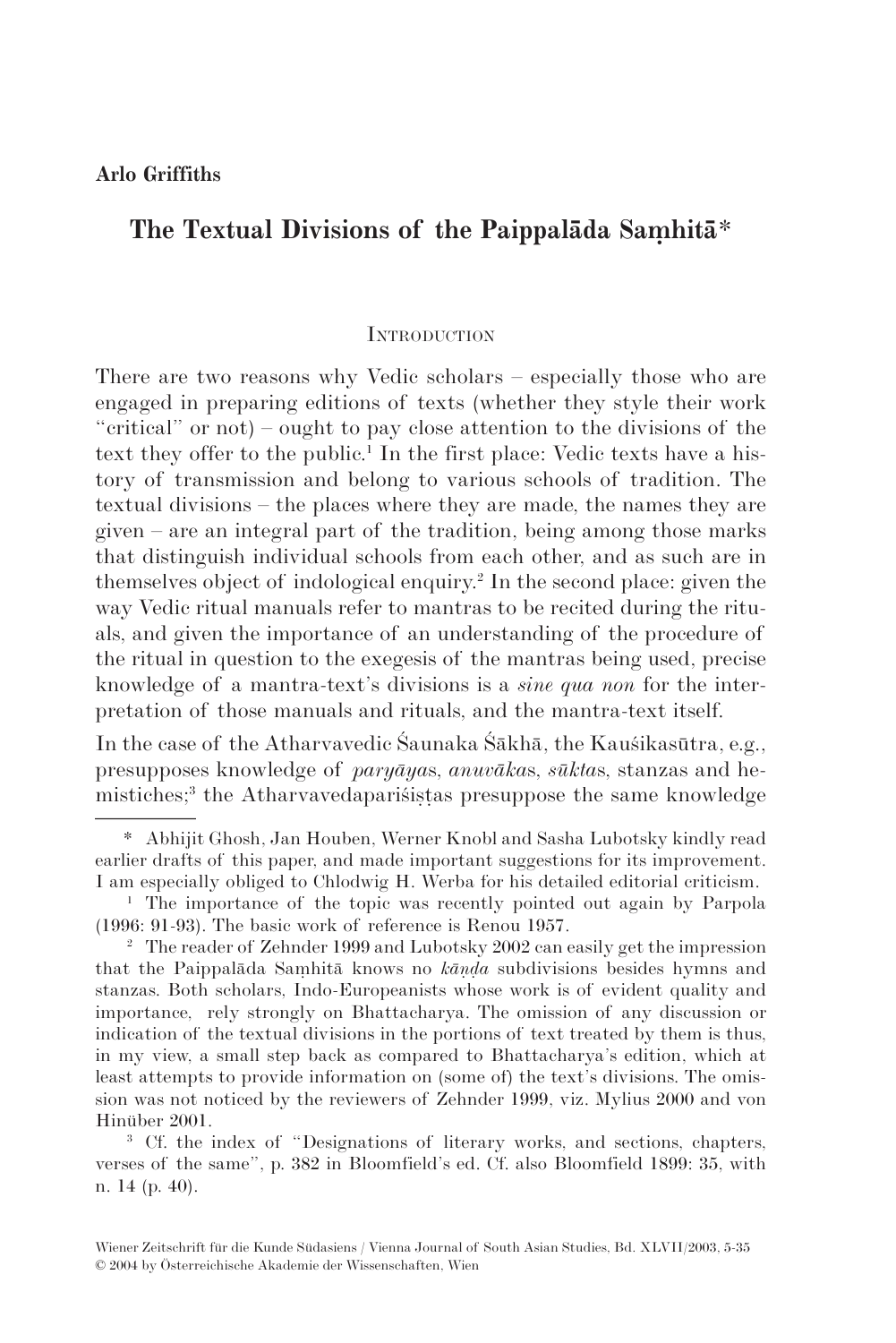**Arlo Griffiths**

# The Textual Divisions of the Paippalāda Saṃhitā*

## Introduction

There are two reasons why Vedic scholars – especially those who are engaged in preparing editions of texts (whether they style their work "critical" or not) – ought to pay close attention to the divisions of the text they offer to the public.[1] In the first place: Vedic texts have a history of transmission and belong to various schools of tradition. The textual divisions – the places where they are made, the names they are given – are an integral part of the tradition, being among those marks that distinguish individual schools from each other, and as such are in themselves object of indological enquiry.[2] In the second place: given the way Vedic ritual manuals refer to mantras to be recited during the rituals, and given the importance of an understanding of the procedure of the ritual in question to the exegesis of the mantras being used, precise knowledge of a mantra-text's divisions is a *sine qua non* for the interpretation of those manuals and rituals, and the mantra-text itself.

In the case of the Atharvavedic Śaunaka Śākhā, the Kauśikasūtra, e.g., presupposes knowledge of *paryāya*s, *anuvāka*s, *sūkta*s, stanzas and hemistiches;[3] the Atharvavedapariśiṣṭas presuppose the same knowledge

---

\* Abhijit Ghosh, Jan Houben, Werner Knobl and Sasha Lubotsky kindly read earlier drafts of this paper, and made important suggestions for its improvement. I am especially obliged to Chlodwig H. Werba for his detailed editorial criticism.

[1] The importance of the topic was recently pointed out again by Parpola (1996: 91-93). The basic work of reference is Renou 1957.

[2] The reader of Zehnder 1999 and Lubotsky 2002 can easily get the impression that the Paippalāda Saṃhitā knows no *kāṇḍa* subdivisions besides hymns and stanzas. Both scholars, Indo-Europeanists whose work is of evident quality and importance, rely strongly on Bhattacharya. The omission of any discussion or indication of the textual divisions in the portions of text treated by them is thus, in my view, a small step back as compared to Bhattacharya's edition, which at least attempts to provide information on (some of) the text's divisions. The omission was not noticed by the reviewers of Zehnder 1999, viz. Mylius 2000 and von Hinüber 2001.

[3] Cf. the index of "Designations of literary works, and sections, chapters, verses of the same", p. 382 in Bloomfield's ed. Cf. also Bloomfield 1899: 35, with n. 14 (p. 40).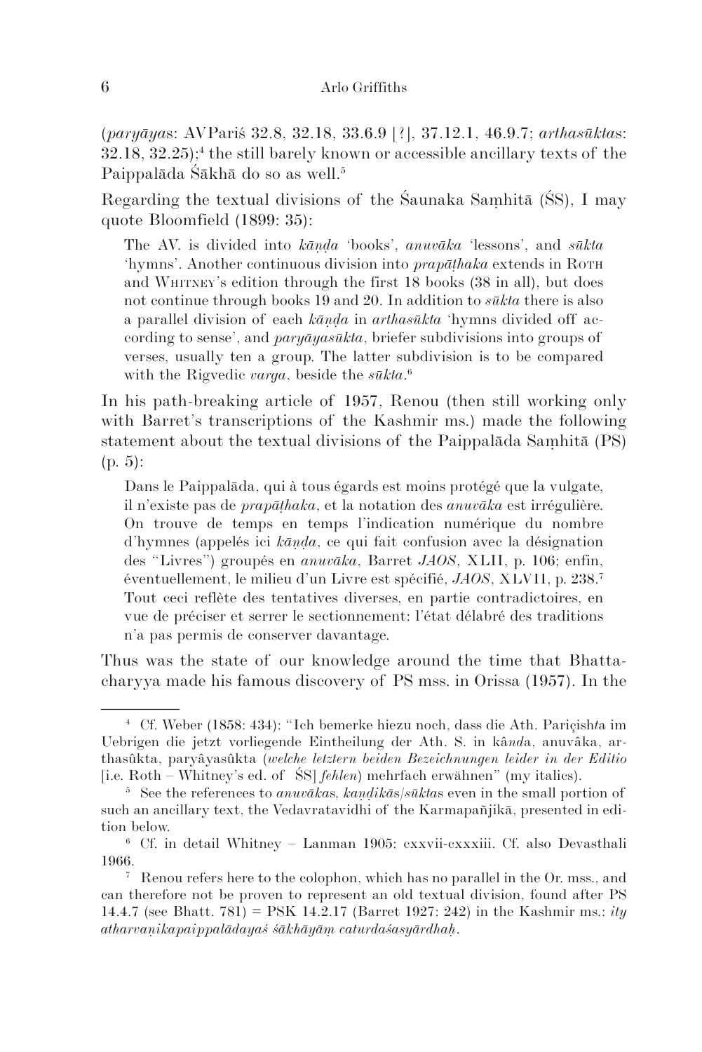(*paryāya*s: AVPariś 32.8, 32.18, 33.6.9 [?], 37.12.1, 46.9.7; *arthasūkta*s: 32.18, 32.25);[4] the still barely known or accessible ancillary texts of the Paippalāda Śākhā do so as well.[5]

Regarding the textual divisions of the Śaunaka Saṃhitā (ŚS), I may quote Bloomfield (1899: 35):

> The AV. is divided into *kāṇḍa* 'books', *anuvāka* 'lessons', and *sūkta* 'hymns'. Another continuous division into *prapāṭhaka* extends in Roth and Whitney's edition through the first 18 books (38 in all), but does not continue through books 19 and 20. In addition to *sūkta* there is also a parallel division of each *kāṇḍa* in *arthasūkta* 'hymns divided off according to sense', and *paryāyasūkta*, briefer subdivisions into groups of verses, usually ten a group. The latter subdivision is to be compared with the Rigvedic *varga*, beside the *sūkta*.[6]

In his path-breaking article of 1957, Renou (then still working only with Barret's transcriptions of the Kashmir ms.) made the following statement about the textual divisions of the Paippalāda Saṃhitā (PS) (p. 5):

> Dans le Paippalāda, qui à tous égards est moins protégé que la vulgate, il n'existe pas de *prapāṭhaka*, et la notation des *anuvāka* est irrégulière. On trouve de temps en temps l'indication numérique du nombre d'hymnes (appelés ici *kāṇḍa*, ce qui fait confusion avec la désignation des "Livres") groupés en *anuvāka*, Barret *JAOS*, XLII, p. 106; enfin, éventuellement, le milieu d'un Livre est spécifié, *JAOS*, XLVII, p. 238.[7] Tout ceci reflète des tentatives diverses, en partie contradictoires, en vue de préciser et serrer le sectionnement: l'état délabré des traditions n'a pas permis de conserver davantage.

Thus was the state of our knowledge around the time that Bhattacharyya made his famous discovery of PS mss. in Orissa (1957). In the

---

[4] Cf. Weber (1858: 434): "Ich bemerke hiezu noch, dass die Ath. Pariçish*t*a im Uebrigen die jetzt vorliegende Eintheilung der Ath. S. in kâ*n*da, anuvâka, arthasûkta, paryâyasûkta (*welche letztern beiden Bezeichnungen leider in der Editio* [i.e. Roth – Whitney's ed. of ŚS] *fehlen*) mehrfach erwähnen" (my italics).

[5] See the references to *anuvāka*s, *kaṇḍikā*s/*sūkta*s even in the small portion of such an ancillary text, the Vedavratavidhi of the Karmapañjikā, presented in edition below.

[6] Cf. in detail Whitney – Lanman 1905: cxxvii-cxxxiii. Cf. also Devasthali 1966.

[7] Renou refers here to the colophon, which has no parallel in the Or. mss., and can therefore not be proven to represent an old textual division, found after PS 14.4.7 (see Bhatt. 781) = PSK 14.2.17 (Barret 1927: 242) in the Kashmir ms.: *ity atharvaṇikapaippalādayaś śākhāyāṃ caturdaśasyārdhaḥ*.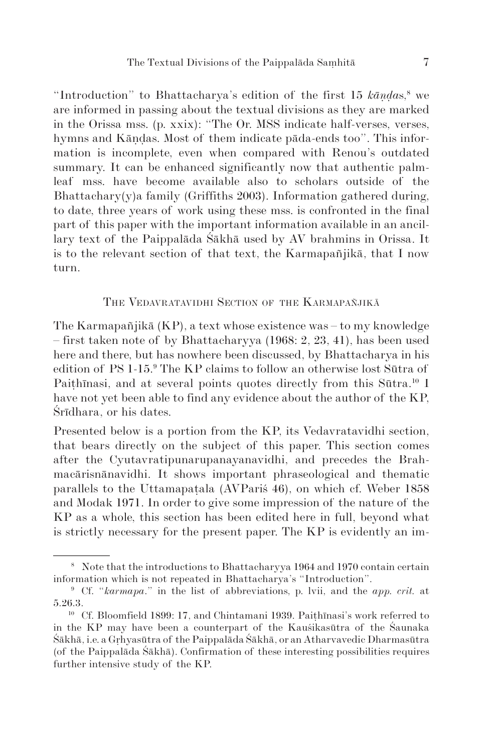"Introduction" to Bhattacharya's edition of the first 15 *kāṇḍas*,[8] we are informed in passing about the textual divisions as they are marked in the Orissa mss. (p. xxix): "The Or. MSS indicate half-verses, verses, hymns and Kāṇḍas. Most of them indicate pāda-ends too". This information is incomplete, even when compared with Renou's outdated summary. It can be enhanced significantly now that authentic palm-leaf mss. have become available also to scholars outside of the Bhattachary(y)a family (Griffiths 2003). Information gathered during, to date, three years of work using these mss. is confronted in the final part of this paper with the important information available in an ancillary text of the Paippalāda Śākhā used by AV brahmins in Orissa. It is to the relevant section of that text, the Karmapañjikā, that I now turn.

## The Vedavratavidhi Section of the Karmapañjikā

The Karmapañjikā (KP), a text whose existence was – to my knowledge – first taken note of by Bhattacharyya (1968: 2, 23, 41), has been used here and there, but has nowhere been discussed, by Bhattacharya in his edition of PS 1-15.[9] The KP claims to follow an otherwise lost Sūtra of Paiṭhīnasi, and at several points quotes directly from this Sūtra.[10] I have not yet been able to find any evidence about the author of the KP, Śrīdhara, or his dates.

Presented below is a portion from the KP, its Vedavratavidhi section, that bears directly on the subject of this paper. This section comes after the Cyutavratipunarupanayanavidhi, and precedes the Brahmacārisnānavidhi. It shows important phraseological and thematic parallels to the Uttamapaṭala (AVPariś 46), on which cf. Weber 1858 and Modak 1971. In order to give some impression of the nature of the KP as a whole, this section has been edited here in full, beyond what is strictly necessary for the present paper. The KP is evidently an im-

---

[8] Note that the introductions to Bhattacharyya 1964 and 1970 contain certain information which is not repeated in Bhattacharya's "Introduction".

[9] Cf. "*karmapa.*" in the list of abbreviations, p. lvii, and the *app. crit.* at 5.26.3.

[10] Cf. Bloomfield 1899: 17, and Chintamani 1939. Paiṭhīnasi's work referred to in the KP may have been a counterpart of the Kauśikasūtra of the Śaunaka Śākhā, i.e. a Gṛhyasūtra of the Paippalāda Śākhā, or an Atharvavedic Dharmasūtra (of the Paippalāda Śākhā). Confirmation of these interesting possibilities requires further intensive study of the KP.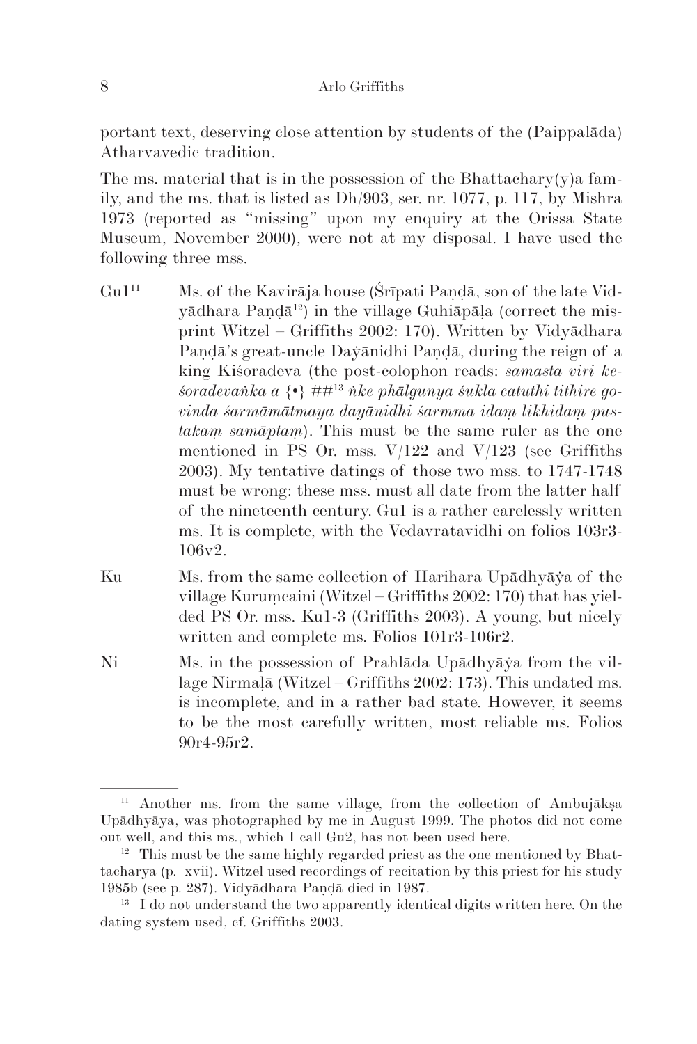portant text, deserving close attention by students of the (Paippalāda) Atharvavedic tradition.

The ms. material that is in the possession of the Bhattachary(y)a family, and the ms. that is listed as Dh/903, ser. nr. 1077, p. 117, by Mishra 1973 (reported as "missing" upon my enquiry at the Orissa State Museum, November 2000), were not at my disposal. I have used the following three mss.

Gu1[11] Ms. of the Kavirāja house (Śrīpati Paṇḍā, son of the late Vidyādhara Paṇḍā[12]) in the village Guhiāpāḷa (correct the misprint Witzel – Griffiths 2002: 170). Written by Vidyādhara Paṇḍā's great-uncle Daẏānidhi Paṇḍā, during the reign of a king Kiśoradeva (the post-colophon reads: *samasta viri keśoradevaṅka a* {•} ##[13] *ṅke phālgunya śukla catuthi tithire govinda śarmāmātmaya dayānidhi śarmma idaṃ likhidaṃ pustakaṃ samāptaṃ*). This must be the same ruler as the one mentioned in PS Or. mss. V/122 and V/123 (see Griffiths 2003). My tentative datings of those two mss. to 1747-1748 must be wrong: these mss. must all date from the latter half of the nineteenth century. Gu1 is a rather carelessly written ms. It is complete, with the Vedavratavidhi on folios 103r3-106v2.

Ku Ms. from the same collection of Harihara Upādhyāẏa of the village Kuruṃcaini (Witzel – Griffiths 2002: 170) that has yielded PS Or. mss. Ku1-3 (Griffiths 2003). A young, but nicely written and complete ms. Folios 101r3-106r2.

Ni Ms. in the possession of Prahlāda Upādhyāẏa from the village Nirmaḷā (Witzel – Griffiths 2002: 173). This undated ms. is incomplete, and in a rather bad state. However, it seems to be the most carefully written, most reliable ms. Folios 90r4-95r2.

---

[11] Another ms. from the same village, from the collection of Ambujākṣa Upādhyāya, was photographed by me in August 1999. The photos did not come out well, and this ms., which I call Gu2, has not been used here.

[12] This must be the same highly regarded priest as the one mentioned by Bhattacharya (p. xvii). Witzel used recordings of recitation by this priest for his study 1985b (see p. 287). Vidyādhara Paṇḍā died in 1987.

[13] I do not understand the two apparently identical digits written here. On the dating system used, cf. Griffiths 2003.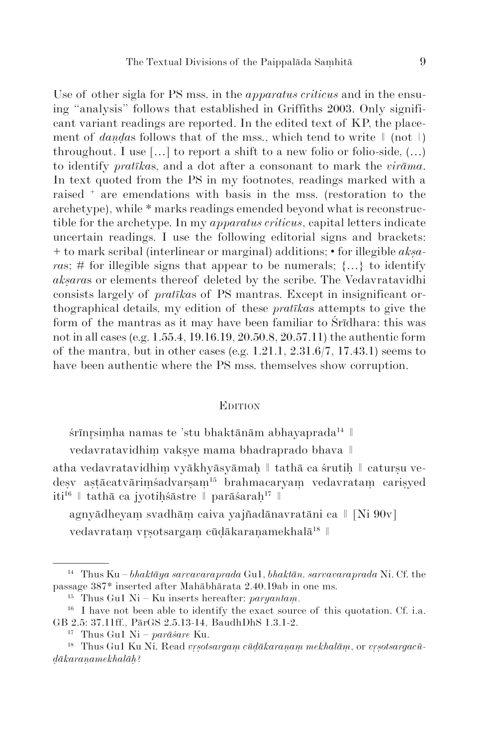Use of other sigla for PS mss. in the *apparatus criticus* and in the ensuing "analysis" follows that established in Griffiths 2003. Only significant variant readings are reported. In the edited text of KP, the placement of *daṇḍa*s follows that of the mss., which tend to write ‖ (not |) throughout. I use [...] to report a shift to a new folio or folio-side, (...) to identify *pratīka*s, and a dot after a consonant to mark the *virāma*. In text quoted from the PS in my footnotes, readings marked with a raised ⁺ are emendations with basis in the mss. (restoration to the archetype), while * marks readings emended beyond what is reconstructible for the archetype. In my *apparatus criticus*, capital letters indicate uncertain readings. I use the following editorial signs and brackets: + to mark scribal (interlinear or marginal) additions; • for illegible *akṣara*s; # for illegible signs that appear to be numerals; {...} to identify *akṣara*s or elements thereof deleted by the scribe. The Vedavratavidhi consists largely of *pratīka*s of PS mantras. Except in insignificant orthographical details, my edition of these *pratīka*s attempts to give the form of the mantras as it may have been familiar to Śrīdhara: this was not in all cases (e.g. 1.55.4, 19.16.19, 20.50.8, 20.57.11) the authentic form of the mantra, but in other cases (e.g. 1.21.1, 2.31.6/7, 17.43.1) seems to have been authentic where the PS mss. themselves show corruption.

## Edition

śrīnṛsiṃha namas te 'stu bhaktānām abhayaprada[14] ‖

vedavratavidhiṃ vakṣye mama bhadraprado bhava ‖

atha vedavratavidhiṃ vyākhyāsyāmaḥ ‖ tathā ca śrutiḥ ‖ caturṣu vedeṣv aṣṭācatvāriṃśadvarṣaṃ[15] brahmacaryaṃ vedavrataṃ cariṣyed iti[16] ‖ tathā ca jyotiḥśāstre ‖ parāśaraḥ[17] ‖

agnyādheyaṃ svadhāṃ caiva yajñadānavratāni ca ‖ [Ni 90v]

vedavrataṃ vṛṣotsargaṃ cūḍākaraṇamekhalā[18] ‖

---

[14] Thus Ku – *bhaktāya sarvavaraprada* Gu1, *bhaktān. sarvavaraprada* Ni. Cf. the passage 387* inserted after Mahābhārata 2.40.19ab in one ms.

[15] Thus Gu1 Ni – Ku inserts hereafter: *paryantaṃ*.

[16] I have not been able to identify the exact source of this quotation. Cf. i.a. GB 2.5: 37.11ff., PārGS 2.5.13-14, BaudhDhS 1.3.1-2.

[17] Thus Gu1 Ni – *parāśare* Ku.

[18] Thus Gu1 Ku Ni. Read *vṛṣotsargaṃ cūḍākaraṇaṃ mekhalāṃ*, or *vṛṣotsargacūḍākaraṇamekhalāḥ*?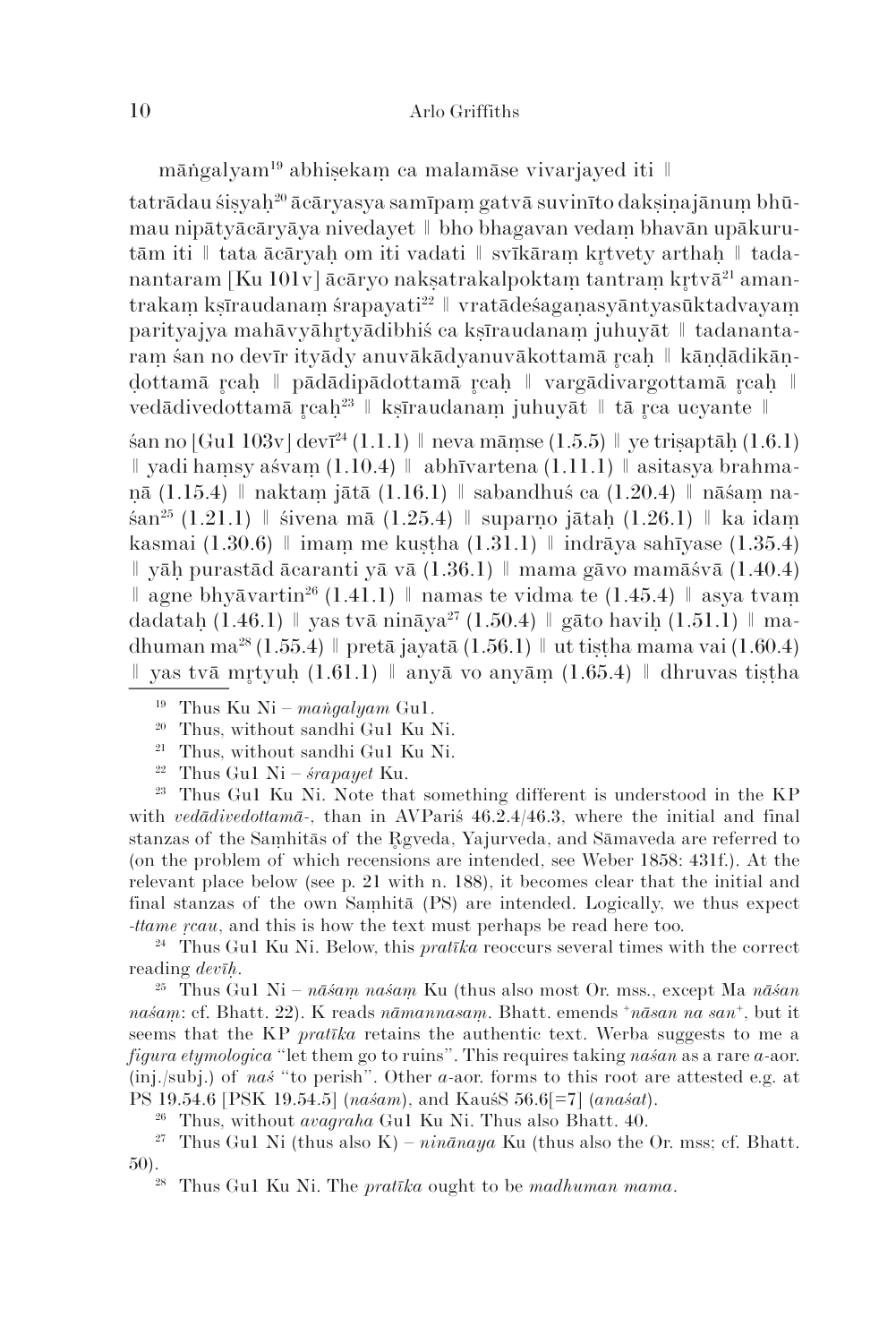māṅgalyam[19] abhiṣekaṃ ca malamāse vivarjayed iti ‖

tatrādau śiṣyaḥ[20] ācāryasya samīpaṃ gatvā suvinīto dakṣiṇajānuṃ bhūmau nipātyācāryāya nivedayet ‖ bho bhagavan vedaṃ bhavān upākurutām iti ‖ tata ācāryaḥ om iti vadati ‖ svīkāraṃ kṛtvety arthaḥ ‖ tadanantaram [Ku 101v] ācāryo nakṣatrakalpoktaṃ tantraṃ kṛtvā[21] amantrakaṃ kṣīraudanaṃ śrapayati[22] ‖ vratādeśagaṇasyāntyasūktadvayaṃ parityajya mahāvyāhṛtyādibhiś ca kṣīraudanaṃ juhuyāt ‖ tadanantaraṃ śan no devīr ityādy anuvākādyanuvākottamā ṛcaḥ ‖ kāṇḍādikāṇḍottamā ṛcaḥ ‖ pādādipādottamā ṛcaḥ ‖ vargādivargottamā ṛcaḥ ‖ vedādivedottamā ṛcaḥ[23] ‖ kṣīraudanaṃ juhuyāt ‖ tā ṛca ucyante ‖

śan no [Gu1 103v] devī[24] (1.1.1) ‖ neva māṃse (1.5.5) ‖ ye triṣaptāḥ (1.6.1) ‖ yadi haṃsy aśvaṃ (1.10.4) ‖ abhīvartena (1.11.1) ‖ asitasya brahmaṇā (1.15.4) ‖ naktaṃ jātā (1.16.1) ‖ sabandhuś ca (1.20.4) ‖ nāśaṃ naśan[25] (1.21.1) ‖ śivena mā (1.25.4) ‖ suparṇo jātaḥ (1.26.1) ‖ ka idaṃ kasmai (1.30.6) ‖ imaṃ me kuṣṭha (1.31.1) ‖ indrāya sahīyase (1.35.4) ‖ yāḥ purastād ācaranti yā vā (1.36.1) ‖ mama gāvo mamāśvā (1.40.4) ‖ agne bhyāvartin[26] (1.41.1) ‖ namas te vidma te (1.45.4) ‖ asya tvaṃ dadataḥ (1.46.1) ‖ yas tvā nināya[27] (1.50.4) ‖ gāto haviḥ (1.51.1) ‖ madhuman ma[28] (1.55.4) ‖ pretā jayatā (1.56.1) ‖ ut tiṣṭha mama vai (1.60.4) ‖ yas tvā mṛtyuḥ (1.61.1) ‖ anyā vo anyāṃ (1.65.4) ‖ dhruvas tiṣṭha

---

[19] Thus Ku Ni – *maṅgalyam* Gu1.

[20] Thus, without sandhi Gu1 Ku Ni.

[21] Thus, without sandhi Gu1 Ku Ni.

[22] Thus Gu1 Ni – *śrapayet* Ku.

[23] Thus Gu1 Ku Ni. Note that something different is understood in the KP with *vedādivedottamā-*, than in AVPariś 46.2.4/46.3, where the initial and final stanzas of the Saṃhitās of the Ṛgveda, Yajurveda, and Sāmaveda are referred to (on the problem of which recensions are intended, see Weber 1858: 431f.). At the relevant place below (see p. 21 with n. 188), it becomes clear that the initial and final stanzas of the own Saṃhitā (PS) are intended. Logically, we thus expect *-ttame ṛcau*, and this is how the text must perhaps be read here too.

[24] Thus Gu1 Ku Ni. Below, this *pratīka* reoccurs several times with the correct reading *devīḥ*.

[25] Thus Gu1 Ni – *nāśaṃ naśaṃ* Ku (thus also most Or. mss., except Ma *nāśan naśaṃ*: cf. Bhatt. 22). K reads *nāmannasaṃ*. Bhatt. emends ⁺*nāsan na san*⁺, but it seems that the KP *pratīka* retains the authentic text. Werba suggests to me a *figura etymologica* "let them go to ruins". This requires taking *naśan* as a rare *a*-aor. (inj./subj.) of *naś* "to perish". Other *a*-aor. forms to this root are attested e.g. at PS 19.54.6 [PSK 19.54.5] (*naśam*), and KauśS 56.6[=7] (*anaśat*).

[26] Thus, without *avagraha* Gu1 Ku Ni. Thus also Bhatt. 40.

[27] Thus Gu1 Ni (thus also K) – *ninānaya* Ku (thus also the Or. mss; cf. Bhatt. 50).

[28] Thus Gu1 Ku Ni. The *pratīka* ought to be *madhuman mama*.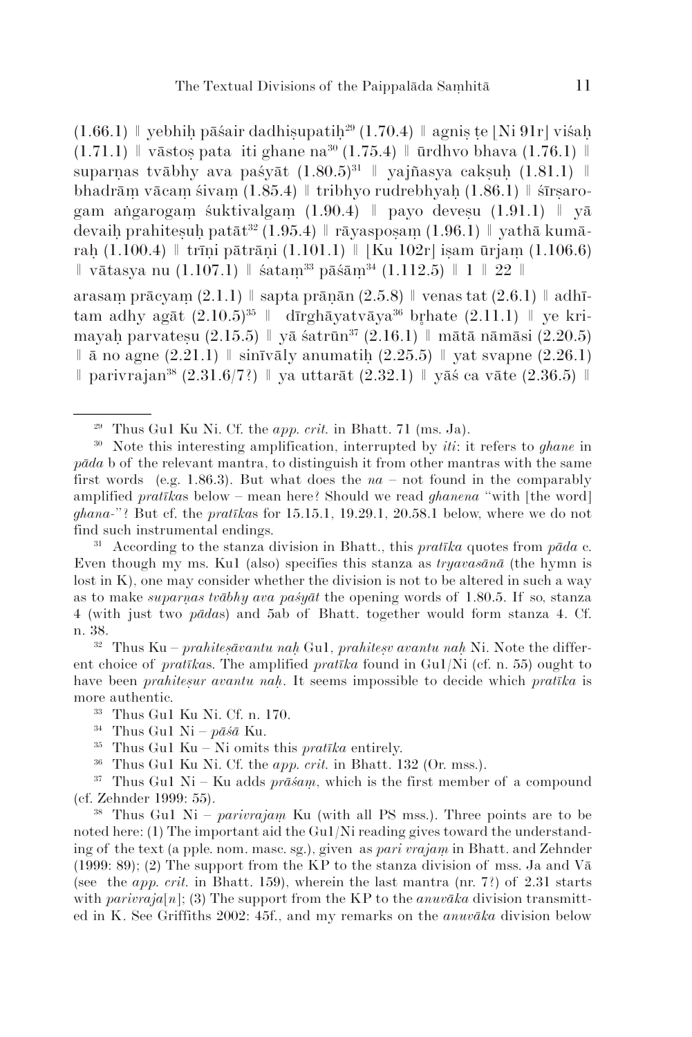(1.66.1) ‖ yebhiḥ pāśair dadhiṣupatiḥ[29] (1.70.4) ‖ agniṣ ṭe [Ni 91r] viśaḥ (1.71.1) ‖ vāstoṣ pata iti ghane na[30] (1.75.4) ‖ ūrdhvo bhava (1.76.1) ‖ suparṇas tvābhy ava paśyāt (1.80.5)[31] ‖ yajñasya cakṣuḥ (1.81.1) ‖ bhadrāṃ vācaṃ śivaṃ (1.85.4) ‖ tribhyo rudrebhyaḥ (1.86.1) ‖ śīrṣarogam aṅgarogaṃ śuktivalgaṃ (1.90.4) ‖ payo deveṣu (1.91.1) ‖ yā devaiḥ prahiteṣuḥ patāt[32] (1.95.4) ‖ rāyaspoṣaṃ (1.96.1) ‖ yathā kumāraḥ (1.100.4) ‖ trīṇi pātrāṇi (1.101.1) ‖ [Ku 102r] iṣam ūrjaṃ (1.106.6) ‖ vātasya nu (1.107.1) ‖ śataṃ[33] pāśāṃ[34] (1.112.5) ‖ 1 ‖ 22 ‖

arasaṃ prācyaṃ (2.1.1) ‖ sapta prāṇān (2.5.8) ‖ venas tat (2.6.1) ‖ adhītam adhy agāt (2.10.5)[35] ‖ dīrghāyatvāya[36] bṛhate (2.11.1) ‖ ye krimayaḥ parvateṣu (2.15.5) ‖ yā śatrūn[37] (2.16.1) ‖ mātā nāmāsi (2.20.5) ‖ ā no agne (2.21.1) ‖ sinīvāly anumatiḥ (2.25.5) ‖ yat svapne (2.26.1) ‖ parivrajan[38] (2.31.6/7?) ‖ ya uttarāt (2.32.1) ‖ yāś ca vāte (2.36.5) ‖

---

[29] Thus Gu1 Ku Ni. Cf. the *app. crit.* in Bhatt. 71 (ms. Ja).

[30] Note this interesting amplification, interrupted by *iti*: it refers to *ghane* in *pāda* b of the relevant mantra, to distinguish it from other mantras with the same first words (e.g. 1.86.3). But what does the *na* – not found in the comparably amplified *pratīka*s below – mean here? Should we read *ghanena* "with [the word] *ghana*-"? But cf. the *pratīka*s for 15.15.1, 19.29.1, 20.58.1 below, where we do not find such instrumental endings.

[31] According to the stanza division in Bhatt., this *pratīka* quotes from *pāda* c. Even though my ms. Ku1 (also) specifies this stanza as *tryavasānā* (the hymn is lost in K), one may consider whether the division is not to be altered in such a way as to make *suparṇas tvābhy ava paśyāt* the opening words of 1.80.5. If so, stanza 4 (with just two *pāda*s) and 5ab of Bhatt. together would form stanza 4. Cf. n. 38.

[32] Thus Ku – *prahiteṣāvantu naḥ* Gu1, *prahiteṣv avantu naḥ* Ni. Note the different choice of *pratīka*s. The amplified *pratīka* found in Gu1/Ni (cf. n. 55) ought to have been *prahiteṣur avantu naḥ*. It seems impossible to decide which *pratīka* is more authentic.

[33] Thus Gu1 Ku Ni. Cf. n. 170.

[34] Thus Gu1 Ni – *pāśā* Ku.

[35] Thus Gu1 Ku – Ni omits this *pratīka* entirely.

[36] Thus Gu1 Ku Ni. Cf. the *app. crit.* in Bhatt. 132 (Or. mss.).

[37] Thus Gu1 Ni – Ku adds *prāśaṃ*, which is the first member of a compound (cf. Zehnder 1999: 55).

[38] Thus Gu1 Ni – *parivrajaṃ* Ku (with all PS mss.). Three points are to be noted here: (1) The important aid the Gu1/Ni reading gives toward the understanding of the text (a pple. nom. masc. sg.), given as *pari vrajaṃ* in Bhatt. and Zehnder (1999: 89); (2) The support from the KP to the stanza division of mss. Ja and Vā (see the *app. crit.* in Bhatt. 159), wherein the last mantra (nr. 7?) of 2.31 starts with *parivraja[n]*; (3) The support from the KP to the *anuvāka* division transmitted in K. See Griffiths 2002: 45f., and my remarks on the *anuvāka* division below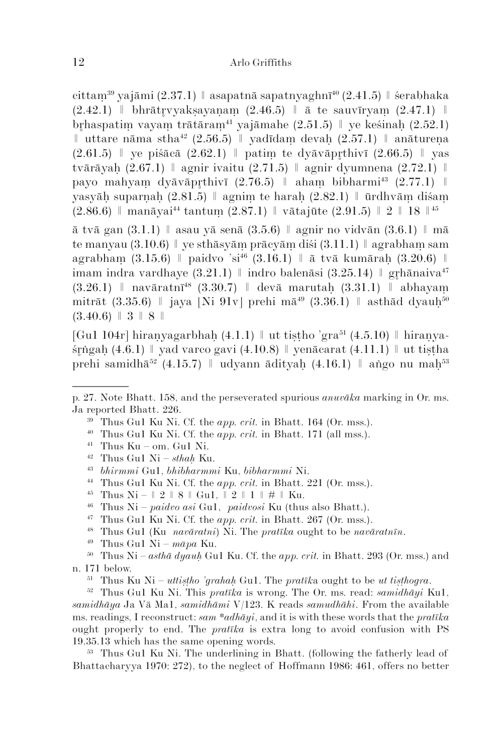cittaṃ[39] yajāmi (2.37.1) ‖ asapatnā sapatnyaghnī[40] (2.41.5) ‖ śerabhaka (2.42.1) ‖ bhrātṛvyakṣayaṇaṃ (2.46.5) ‖ ā te sauvīryaṃ (2.47.1) ‖ bṛhaspatiṃ vayaṃ trātāraṃ[41] yajāmahe (2.51.5) ‖ ye keśinaḥ (2.52.1) ‖ uttare nāma stha[42] (2.56.5) ‖ yadīdaṃ devaḥ (2.57.1) ‖ anātureṇa (2.61.5) ‖ ye piśācā (2.62.1) ‖ patiṃ te dyāvāpṛthivī (2.66.5) ‖ yas tvārāyaḥ (2.67.1) ‖ agnir ivaitu (2.71.5) ‖ agnir dyumnena (2.72.1) ‖ payo mahyaṃ dyāvāpṛthivī (2.76.5) ‖ ahaṃ bibharmi[43] (2.77.1) ‖ yasyāḥ suparṇaḥ (2.81.5) ‖ agniṃ te haraḥ (2.82.1) ‖ ūrdhvāṃ diśaṃ (2.86.6) ‖ manāyai[44] tantuṃ (2.87.1) ‖ vātajūte (2.91.5) ‖ 2 ‖ 18 ‖[45]

ā tvā gan (3.1.1) ‖ asau yā senā (3.5.6) ‖ agnir no vidvān (3.6.1) ‖ mā te manyau (3.10.6) ‖ ye sthāsyāṃ prācyāṃ diśi (3.11.1) ‖ agrabhaṃ sam agrabhaṃ (3.15.6) ‖ paidvo 'si[46] (3.16.1) ‖ ā tvā kumāraḥ (3.20.6) ‖ imam indra vardhaye (3.21.1) ‖ indro balenāsi (3.25.14) ‖ gṛhānaiva[47] (3.26.1) ‖ navāratnī[48] (3.30.7) ‖ devā marutaḥ (3.31.1) ‖ abhayaṃ mitrāt (3.35.6) ‖ jaya [Ni 91v] prehi mā[49] (3.36.1) ‖ asthād dyauḥ[50] (3.40.6) ‖ 3 ‖ 8 ‖

[Gu1 104r] hiraṇyagarbhaḥ (4.1.1) ‖ ut tiṣṭho 'gra[51] (4.5.10) ‖ hiraṇyaśṛṅgaḥ (4.6.1) ‖ yad varco gavi (4.10.8) ‖ yenācarat (4.11.1) ‖ ut tiṣṭha prehi samidhā[52] (4.15.7) ‖ udyann ādityaḥ (4.16.1) ‖ aṅgo nu maḥ[53]

---

p. 27. Note Bhatt. 158, and the perseverated spurious *anuvāka* marking in Or. ms. Ja reported Bhatt. 226.

[39] Thus Gu1 Ku Ni. Cf. the *app. crit.* in Bhatt. 164 (Or. mss.).

[40] Thus Gu1 Ku Ni. Cf. the *app. crit.* in Bhatt. 171 (all mss.).

[41] Thus Ku – om. Gu1 Ni.

[42] Thus Gu1 Ni – *sthaḥ* Ku.

[43] *bhirmmi* Gu1, *bhibharmmi* Ku, *bibharmmi* Ni.

[44] Thus Gu1 Ku Ni. Cf. the *app. crit.* in Bhatt. 221 (Or. mss.).

[45] Thus Ni – ‖ 2 ‖ 8 ‖ Gu1, ‖ 2 ‖ 1 ‖ # ‖ Ku.

[46] Thus Ni – *paidvo asi* Gu1, *paidvosi* Ku (thus also Bhatt.).

[47] Thus Gu1 Ku Ni. Cf. the *app. crit.* in Bhatt. 267 (Or. mss.).

[48] Thus Gu1 (Ku *navāratni*) Ni. The *pratīka* ought to be *navāratnīn*.

[49] Thus Gu1 Ni – *māpa* Ku.

[50] Thus Ni – *asthā dyauḥ* Gu1 Ku. Cf. the *app. crit.* in Bhatt. 293 (Or. mss.) and n. 171 below.

[51] Thus Ku Ni – *uttiṣṭho 'grahaḥ* Gu1. The *pratīka* ought to be *ut tiṣṭhogra*.

[52] Thus Gu1 Ku Ni. This *pratīka* is wrong. The Or. ms. read: *samidhāyi* Ku1, *samidhāya* Ja Vā Ma1, *samidhāmi* V/123. K reads *samudhāhi*. From the available ms. readings, I reconstruct: *sam \*adhāyi*, and it is with these words that the *pratīka* ought properly to end. The *pratīka* is extra long to avoid confusion with PS 19.35.13 which has the same opening words.

[53] Thus Gu1 Ku Ni. The underlining in Bhatt. (following the fatherly lead of Bhattacharyya 1970: 272), to the neglect of Hoffmann 1986: 461, offers no better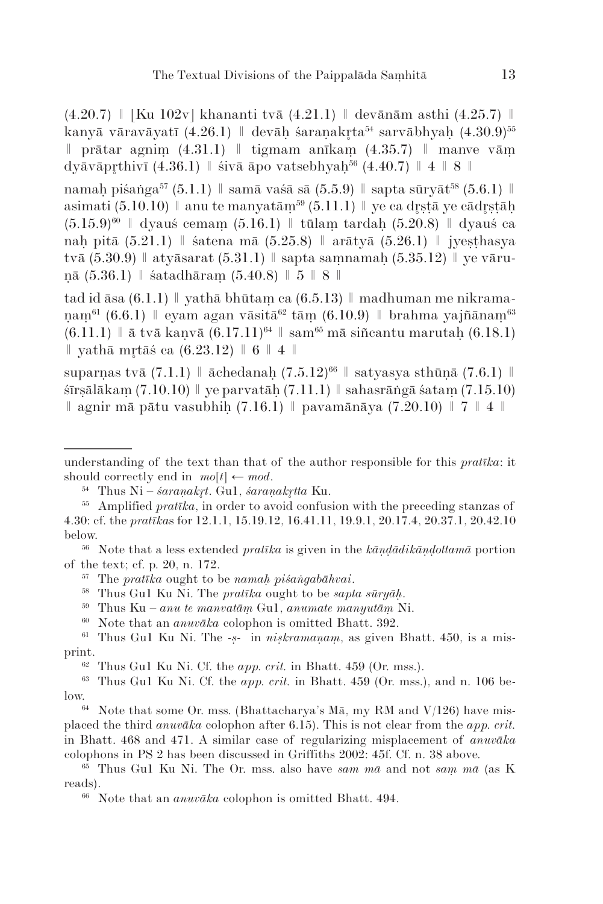(4.20.7) ‖ [Ku 102v] khananti tvā (4.21.1) ‖ devānām asthi (4.25.7) ‖ kanyā vāravāyatī (4.26.1) ‖ devāḥ śaraṇakṛta[54] sarvābhyaḥ (4.30.9)[55] ‖ prātar agniṃ (4.31.1) ‖ tigmam anīkaṃ (4.35.7) ‖ manve vāṃ dyāvāpṛthivī (4.36.1) ‖ śivā āpo vatsebhyaḥ[56] (4.40.7) ‖ 4 ‖ 8 ‖

namaḥ piśaṅga[57] (5.1.1) ‖ samā vaśā sā (5.5.9) ‖ sapta sūryāt[58] (5.6.1) ‖ asimati (5.10.10) ‖ anu te manyatāṃ[59] (5.11.1) ‖ ye ca dṛṣṭā ye cādṛṣṭāḥ (5.15.9)[60] ‖ dyauś cemaṃ (5.16.1) ‖ tūlaṃ tardaḥ (5.20.8) ‖ dyauś ca naḥ pitā (5.21.1) ‖ śatena mā (5.25.8) ‖ arātyā (5.26.1) ‖ jyeṣṭhasya tvā (5.30.9) ‖ atyāsarat (5.31.1) ‖ sapta saṃnamaḥ (5.35.12) ‖ ye vāruṇā (5.36.1) ‖ śatadhāraṃ (5.40.8) ‖ 5 ‖ 8 ‖

tad id āsa (6.1.1) ‖ yathā bhūtaṃ ca (6.5.13) ‖ madhuman me nikramaṇaṃ[61] (6.6.1) ‖ eyam agan vāsitā[62] tāṃ (6.10.9) ‖ brahma yajñānaṃ[63] (6.11.1) ‖ ā tvā kaṇvā (6.17.11)[64] ‖ sam[65] mā siñcantu marutaḥ (6.18.1) ‖ yathā mṛtāś ca (6.23.12) ‖ 6 ‖ 4 ‖

suparṇas tvā (7.1.1) ‖ āchedanaḥ (7.5.12)[66] ‖ satyasya sthūṇā (7.6.1) ‖ śīrṣālākaṃ (7.10.10) ‖ ye parvatāḥ (7.11.1) ‖ sahasrāṅgā śataṃ (7.15.10) ‖ agnir mā pātu vasubhiḥ (7.16.1) ‖ pavamānāya (7.20.10) ‖ 7 ‖ 4 ‖

---

understanding of the text than that of the author responsible for this *pratīka*: it should correctly end in *mo*[*t*] ← *mod*.

[54] Thus Ni – *śaraṇakṛt*. Gu1, *śaraṇakṛtta* Ku.

[55] Amplified *pratīka*, in order to avoid confusion with the preceding stanzas of 4.30: cf. the *pratīka*s for 12.1.1, 15.19.12, 16.41.11, 19.9.1, 20.17.4, 20.37.1, 20.42.10 below.

[56] Note that a less extended *pratīka* is given in the *kāṇḍādikāṇḍottamā* portion of the text; cf. p. 20, n. 172.

[57] The *pratīka* ought to be *namaḥ piśaṅgabāhvai*.

[58] Thus Gu1 Ku Ni. The *pratīka* ought to be *sapta sūryāḥ*.

[59] Thus Ku – *anu te manvatāṃ* Gu1, *anumate manyutāṃ* Ni.

[60] Note that an *anuvāka* colophon is omitted Bhatt. 392.

[61] Thus Gu1 Ku Ni. The *-ṣ-* in *niṣkramaṇaṃ*, as given Bhatt. 450, is a misprint.

[62] Thus Gu1 Ku Ni. Cf. the *app. crit.* in Bhatt. 459 (Or. mss.).

[63] Thus Gu1 Ku Ni. Cf. the *app. crit.* in Bhatt. 459 (Or. mss.), and n. 106 below.

[64] Note that some Or. mss. (Bhattacharya's Mā, my RM and V/126) have misplaced the third *anuvāka* colophon after 6.15). This is not clear from the *app. crit.* in Bhatt. 468 and 471. A similar case of regularizing misplacement of *anuvāka* colophons in PS 2 has been discussed in Griffiths 2002: 45f. Cf. n. 38 above.

[65] Thus Gu1 Ku Ni. The Or. mss. also have *sam mā* and not *saṃ mā* (as K reads).

[66] Note that an *anuvāka* colophon is omitted Bhatt. 494.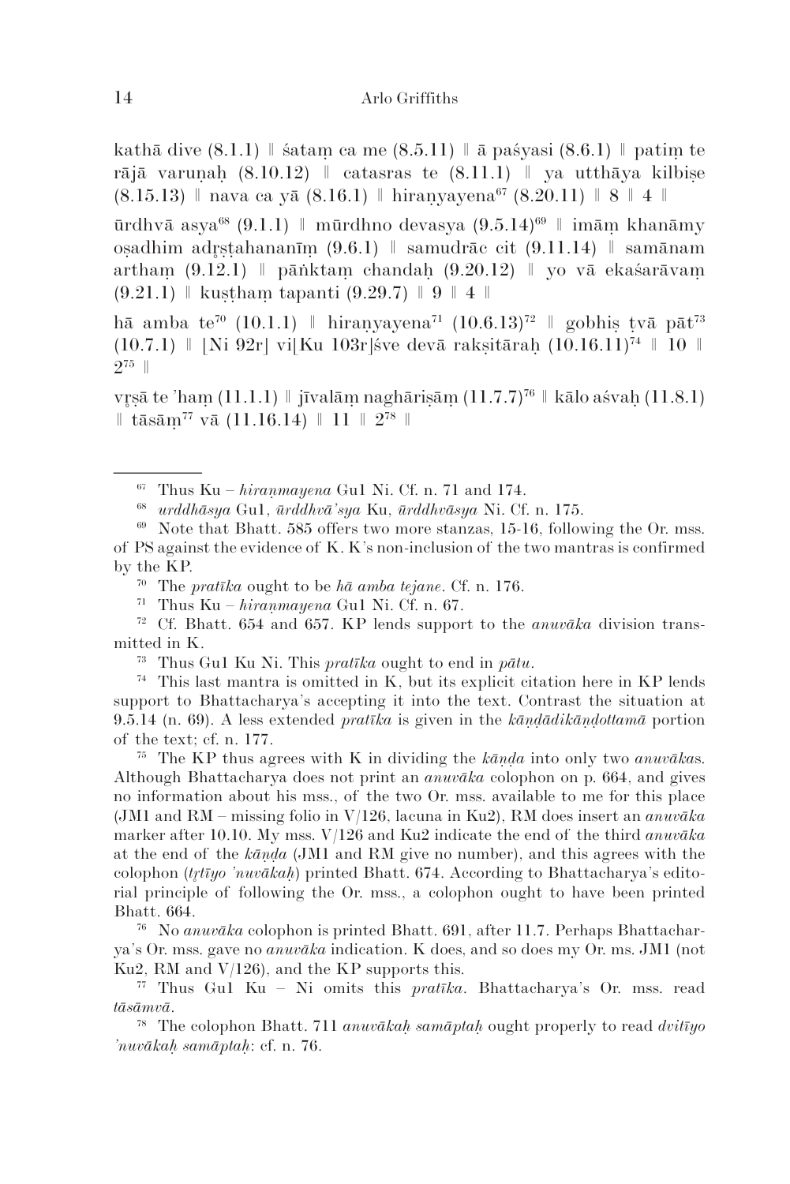kathā dive (8.1.1) ‖ śataṃ ca me (8.5.11) ‖ ā paśyasi (8.6.1) ‖ patiṃ te rājā varuṇaḥ (8.10.12) ‖ catasras te (8.11.1) ‖ ya utthāya kilbiṣe (8.15.13) ‖ nava ca yā (8.16.1) ‖ hiraṇyayena[67] (8.20.11) ‖ 8 ‖ 4 ‖

ūrdhvā asya[68] (9.1.1) ‖ mūrdhno devasya (9.5.14)[69] ‖ imāṃ khanāmy oṣadhim adr̥ṣṭahananīṃ (9.6.1) ‖ samudrāc cit (9.11.14) ‖ samānam arthaṃ (9.12.1) ‖ pāṅktaṃ chandaḥ (9.20.12) ‖ yo vā ekaśarāvaṃ (9.21.1) ‖ kuṣṭhaṃ tapanti (9.29.7) ‖ 9 ‖ 4 ‖

hā amba te[70] (10.1.1) ‖ hiraṇyayena[71] (10.6.13)[72] ‖ gobhiṣ ṭvā pāt[73] (10.7.1) ‖ [Ni 92r] vi[Ku 103r]śve devā rakṣitāraḥ (10.16.11)[74] ‖ 10 ‖ 2[75] ‖

vr̥ṣā te 'haṃ (11.1.1) ‖ jīvalāṃ naghāriṣāṃ (11.7.7)[76] ‖ kālo aśvaḥ (11.8.1) ‖ tāsāṃ[77] vā (11.16.14) ‖ 11 ‖ 2[78] ‖

---

[67] Thus Ku – *hiraṇmayena* Gu1 Ni. Cf. n. 71 and 174.

[68] *urddhāsya* Gu1, *ūrddhvā'sya* Ku, *ūrddhvāsya* Ni. Cf. n. 175.

[69] Note that Bhatt. 585 offers two more stanzas, 15-16, following the Or. mss. of PS against the evidence of K. K's non-inclusion of the two mantras is confirmed by the KP.

[70] The *pratīka* ought to be *hā amba tejane*. Cf. n. 176.

[71] Thus Ku – *hiraṇmayena* Gu1 Ni. Cf. n. 67.

[72] Cf. Bhatt. 654 and 657. KP lends support to the *anuvāka* division transmitted in K.

[73] Thus Gu1 Ku Ni. This *pratīka* ought to end in *pātu*.

[74] This last mantra is omitted in K, but its explicit citation here in KP lends support to Bhattacharya's accepting it into the text. Contrast the situation at 9.5.14 (n. 69). A less extended *pratīka* is given in the *kāṇḍādikāṇḍottamā* portion of the text; cf. n. 177.

[75] The KP thus agrees with K in dividing the *kāṇḍa* into only two *anuvāka*s. Although Bhattacharya does not print an *anuvāka* colophon on p. 664, and gives no information about his mss., of the two Or. mss. available to me for this place (JM1 and RM – missing folio in V/126, lacuna in Ku2), RM does insert an *anuvāka* marker after 10.10. My mss. V/126 and Ku2 indicate the end of the third *anuvāka* at the end of the *kāṇḍa* (JM1 and RM give no number), and this agrees with the colophon (*tr̥tīyo 'nuvākaḥ*) printed Bhatt. 674. According to Bhattacharya's editorial principle of following the Or. mss., a colophon ought to have been printed Bhatt. 664.

[76] No *anuvāka* colophon is printed Bhatt. 691, after 11.7. Perhaps Bhattacharya's Or. mss. gave no *anuvāka* indication. K does, and so does my Or. ms. JM1 (not Ku2, RM and V/126), and the KP supports this.

[77] Thus Gu1 Ku – Ni omits this *pratīka*. Bhattacharya's Or. mss. read *tāsāṃvā*.

[78] The colophon Bhatt. 711 *anuvākaḥ samāptaḥ* ought properly to read *dvitīyo 'nuvākaḥ samāptaḥ*: cf. n. 76.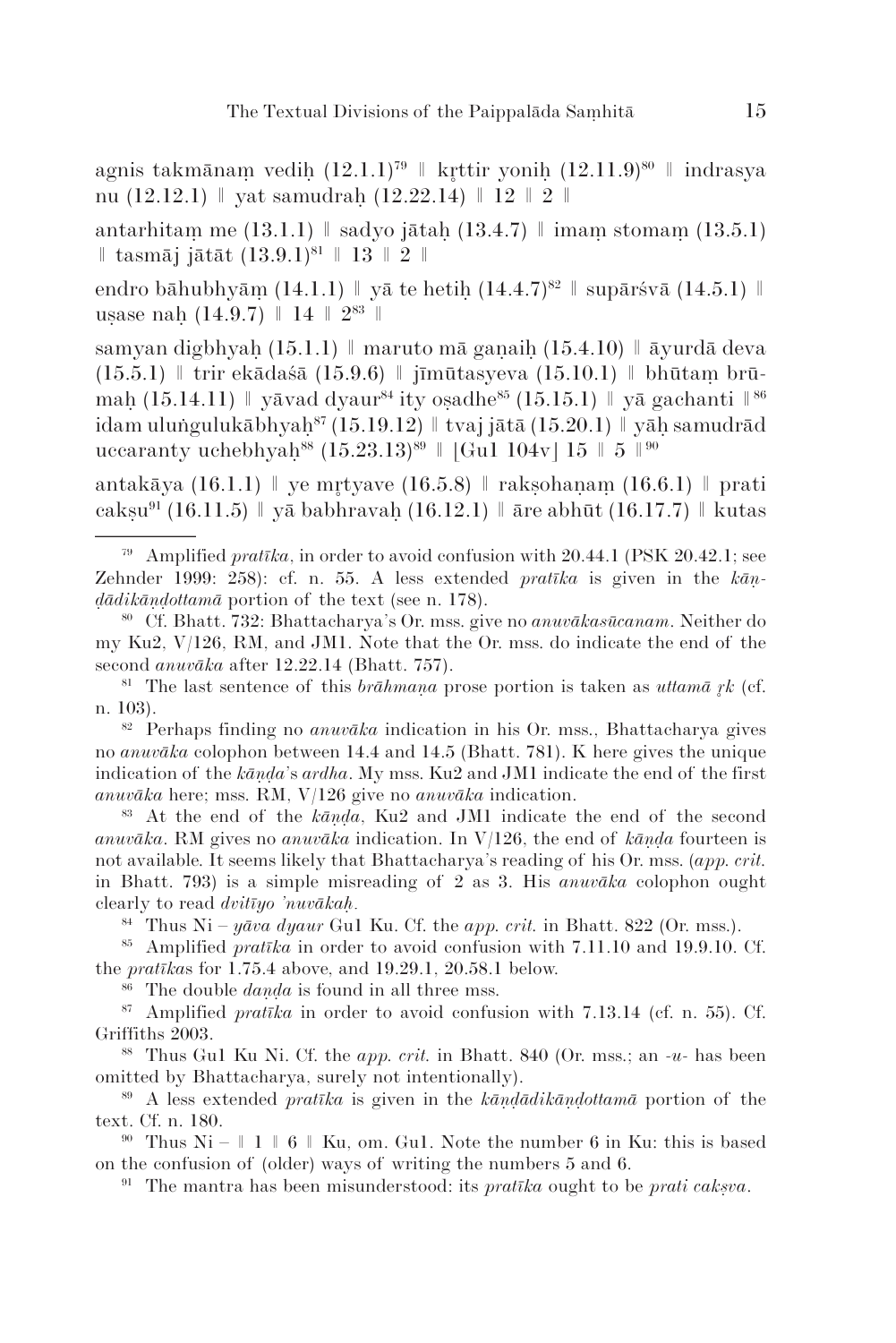agnis takmānaṃ vediḥ (12.1.1)[79] ‖ kṛttir yoniḥ (12.11.9)[80] ‖ indrasya nu (12.12.1) ‖ yat samudraḥ (12.22.14) ‖ 12 ‖ 2 ‖

antarhitaṃ me (13.1.1) ‖ sadyo jātaḥ (13.4.7) ‖ imaṃ stomaṃ (13.5.1) ‖ tasmāj jātāt (13.9.1)[81] ‖ 13 ‖ 2 ‖

endro bāhubhyāṃ (14.1.1) ‖ yā te hetiḥ (14.4.7)[82] ‖ supārśvā (14.5.1) ‖ uṣase naḥ (14.9.7) ‖ 14 ‖ 2[83] ‖

samyan digbhyaḥ (15.1.1) ‖ maruto mā gaṇaiḥ (15.4.10) ‖ āyurdā deva (15.5.1) ‖ trir ekādaśā (15.9.6) ‖ jīmūtasyeva (15.10.1) ‖ bhūtaṃ brūmaḥ (15.14.11) ‖ yāvad dyaur[84] ity oṣadhe[85] (15.15.1) ‖ yā gachanti ‖[86] idam uluṅgulukābhyaḥ[87] (15.19.12) ‖ tvaj jātā (15.20.1) ‖ yāḥ samudrād uccaranty uchebhyaḥ[88] (15.23.13)[89] ‖ [Gu1 104v] 15 ‖ 5 ‖[90]

antakāya (16.1.1) ‖ ye mṛtyave (16.5.8) ‖ rakṣohaṇaṃ (16.6.1) ‖ prati cakṣu[91] (16.11.5) ‖ yā babhravaḥ (16.12.1) ‖ āre abhūt (16.17.7) ‖ kutas

---

[79] Amplified *pratīka*, in order to avoid confusion with 20.44.1 (PSK 20.42.1; see Zehnder 1999: 258): cf. n. 55. A less extended *pratīka* is given in the *kāṇḍādikāṇḍottamā* portion of the text (see n. 178).

[80] Cf. Bhatt. 732: Bhattacharya's Or. mss. give no *anuvākasūcanam*. Neither do my Ku2, V/126, RM, and JM1. Note that the Or. mss. do indicate the end of the second *anuvāka* after 12.22.14 (Bhatt. 757).

[81] The last sentence of this *brāhmaṇa* prose portion is taken as *uttamā ṛk* (cf. n. 103).

[82] Perhaps finding no *anuvāka* indication in his Or. mss., Bhattacharya gives no *anuvāka* colophon between 14.4 and 14.5 (Bhatt. 781). K here gives the unique indication of the *kāṇḍa*'s *ardha*. My mss. Ku2 and JM1 indicate the end of the first *anuvāka* here; mss. RM, V/126 give no *anuvāka* indication.

[83] At the end of the *kāṇḍa*, Ku2 and JM1 indicate the end of the second *anuvāka*. RM gives no *anuvāka* indication. In V/126, the end of *kāṇḍa* fourteen is not available. It seems likely that Bhattacharya's reading of his Or. mss. (*app. crit.* in Bhatt. 793) is a simple misreading of 2 as 3. His *anuvāka* colophon ought clearly to read *dvitīyo 'nuvākaḥ*.

[84] Thus Ni – *yāva dyaur* Gu1 Ku. Cf. the *app. crit.* in Bhatt. 822 (Or. mss.).

[85] Amplified *pratīka* in order to avoid confusion with 7.11.10 and 19.9.10. Cf. the *pratīka*s for 1.75.4 above, and 19.29.1, 20.58.1 below.

[86] The double *daṇḍa* is found in all three mss.

[87] Amplified *pratīka* in order to avoid confusion with 7.13.14 (cf. n. 55). Cf. Griffiths 2003.

[88] Thus Gu1 Ku Ni. Cf. the *app. crit.* in Bhatt. 840 (Or. mss.; an *-u-* has been omitted by Bhattacharya, surely not intentionally).

[89] A less extended *pratīka* is given in the *kāṇḍādikāṇḍottamā* portion of the text. Cf. n. 180.

[90] Thus Ni – ‖ 1 ‖ 6 ‖ Ku, om. Gu1. Note the number 6 in Ku: this is based on the confusion of (older) ways of writing the numbers 5 and 6.

[91] The mantra has been misunderstood: its *pratīka* ought to be *prati cakṣva*.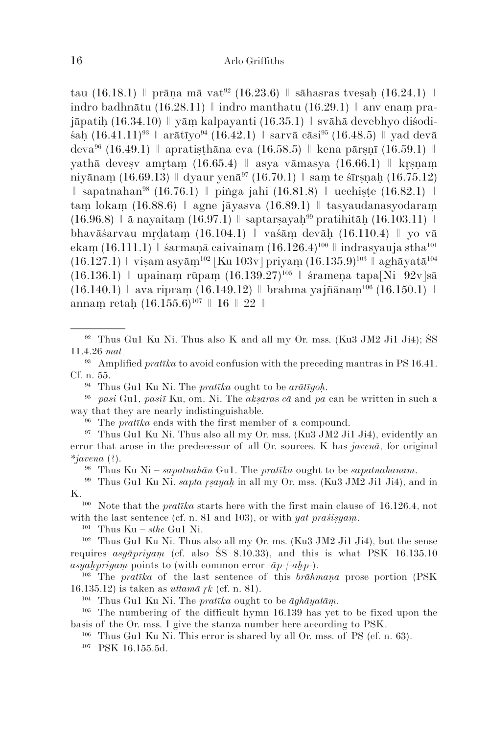tau (16.18.1) ‖ prāṇa mā vat[92] (16.23.6) ‖ sāhasras tveṣaḥ (16.24.1) ‖ indro badhnātu (16.28.11) ‖ indro manthatu (16.29.1) ‖ anv enaṃ prajāpatiḥ (16.34.10) ‖ yāṃ kalpayanti (16.35.1) ‖ svāhā devebhyo diśodiśaḥ (16.41.11)[93] ‖ arātīyo[94] (16.42.1) ‖ sarvā cāsi[95] (16.48.5) ‖ yad devā deva[96] (16.49.1) ‖ apratiṣṭhāna eva (16.58.5) ‖ kena pārṣṇī (16.59.1) ‖ yathā deveṣv amṛtaṃ (16.65.4) ‖ asya vāmasya (16.66.1) ‖ kṛṣṇaṃ niyānaṃ (16.69.13) ‖ dyaur yenā[97] (16.70.1) ‖ saṃ te śīrṣṇaḥ (16.75.12) ‖ sapatnahan[98] (16.76.1) ‖ piṅga jahi (16.81.8) ‖ ucchiṣṭe (16.82.1) ‖ taṃ lokaṃ (16.88.6) ‖ agne jāyasva (16.89.1) ‖ tasyaudanasyodaraṃ (16.96.8) ‖ ā nayaitaṃ (16.97.1) ‖ saptarṣayaḥ[99] pratihitāḥ (16.103.11) ‖ bhavāśarvau mṛḍataṃ (16.104.1) ‖ vaśāṃ devāḥ (16.110.4) ‖ yo vā ekaṃ (16.111.1) ‖ śarmaṇā caivainaṃ (16.126.4)[100] ‖ indrasyauja stha[101] (16.127.1) ‖ viṣam asyāṃ[102] [Ku 103v] priyaṃ (16.135.9)[103] ‖ aghāyatā[104] (16.136.1) ‖ upainaṃ rūpaṃ (16.139.27)[105] ‖ śrameṇa tapa[Ni 92v]sā (16.140.1) ‖ ava ripraṃ (16.149.12) ‖ brahma yajñānaṃ[106] (16.150.1) ‖ annaṃ retaḥ (16.155.6)[107] ‖ 16 ‖ 22 ‖

---

[92] Thus Gu1 Ku Ni. Thus also K and all my Or. mss. (Ku3 JM2 Ji1 Ji4); ŚS 11.4.26 *mat*.

[93] Amplified *pratīka* to avoid confusion with the preceding mantras in PS 16.41. Cf. n. 55.

[94] Thus Gu1 Ku Ni. The *pratīka* ought to be *arātīyoḥ*.

[95] *pasi* Gu1, *pasiī* Ku, om. Ni. The *akṣara*s *cā* and *pa* can be written in such a way that they are nearly indistinguishable.

[96] The *pratīka* ends with the first member of a compound.

[97] Thus Gu1 Ku Ni. Thus also all my Or. mss. (Ku3 JM2 Ji1 Ji4), evidently an error that arose in the predecessor of all Or. sources. K has *javenā*, for original *\*javena* (?).

[98] Thus Ku Ni – *sapatnahān* Gu1. The *pratīka* ought to be *sapatnahanam*.

[99] Thus Gu1 Ku Ni. *sapta ṛṣayaḥ* in all my Or. mss. (Ku3 JM2 Ji1 Ji4), and in K.

[100] Note that the *pratīka* starts here with the first main clause of 16.126.4, not with the last sentence (cf. n. 81 and 103), or with *yat praśiṣyam*.

[101] Thus Ku – *sthe* Gu1 Ni.

[102] Thus Gu1 Ku Ni. Thus also all my Or. ms. (Ku3 JM2 Ji1 Ji4), but the sense requires *asyāpriyaṃ* (cf. also ŚS 8.10.33), and this is what PSK 16.135.10 *asyaḥpriyaṃ* points to (with common error *-āp-*/*-aḥp-*).

[103] The *pratīka* of the last sentence of this *brāhmaṇa* prose portion (PSK 16.135.12) is taken as *uttamā ṛk* (cf. n. 81).

[104] Thus Gu1 Ku Ni. The *pratīka* ought to be *āghāyatāṃ*.

[105] The numbering of the difficult hymn 16.139 has yet to be fixed upon the basis of the Or. mss. I give the stanza number here according to PSK.

[106] Thus Gu1 Ku Ni. This error is shared by all Or. mss. of PS (cf. n. 63).

[107] PSK 16.155.5d.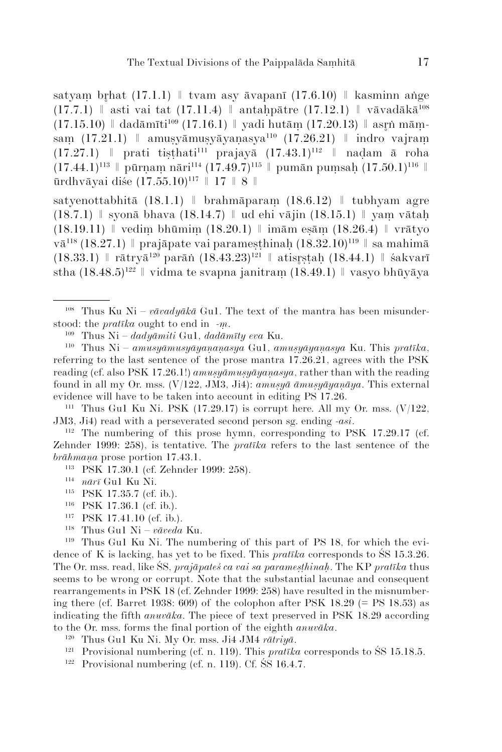satyaṃ bṛhat (17.1.1) ‖ tvam asy āvapanī (17.6.10) ‖ kasminn aṅge (17.7.1) ‖ asti vai tat (17.11.4) ‖ antaḥpātre (17.12.1) ‖ vāvadākā[108] (17.15.10) ‖ dadāmīti[109] (17.16.1) ‖ yadi hutāṃ (17.20.13) ‖ asṛṅ māṃsaṃ (17.21.1) ‖ amuṣyāmuṣyāyaṇasya[110] (17.26.21) ‖ indro vajraṃ (17.27.1) ‖ prati tiṣṭhati[111] prajayā (17.43.1)[112] ‖ naḍam ā roha (17.44.1)[113] ‖ pūrṇaṃ nāri[114] (17.49.7)[115] ‖ pumān puṃsaḥ (17.50.1)[116] ‖ ūrdhvāyai diśe (17.55.10)[117] ‖ 17 ‖ 8 ‖

satyenottabhitā (18.1.1) ‖ brahmāparaṃ (18.6.12) ‖ tubhyam agre (18.7.1) ‖ syonā bhava (18.14.7) ‖ ud ehi vājin (18.15.1) ‖ yaṃ vātaḥ (18.19.11) ‖ vediṃ bhūmiṃ (18.20.1) ‖ imām eṣāṃ (18.26.4) ‖ vrātyo vā[118] (18.27.1) ‖ prajāpate vai parameṣṭhinaḥ (18.32.10)[119] ‖ sa mahimā (18.33.1) ‖ rātryā[120] parāṅ (18.43.23)[121] ‖ atisṛṣṭaḥ (18.44.1) ‖ śakvarī stha (18.48.5)[122] ‖ vidma te svapna janitraṃ (18.49.1) ‖ vasyo bhūyāya

---

[108] Thus Ku Ni – *vāvadyākā* Gu1. The text of the mantra has been misunderstood: the *pratīka* ought to end in *-ṃ*.

[109] Thus Ni – *dadyāmiti* Gu1, *dadāmīty eva* Ku.

[110] Thus Ni – *amusyāmusyāyaṇaṇasya* Gu1, *amuṣyāyaṇasya* Ku. This *pratīka*, referring to the last sentence of the prose mantra 17.26.21, agrees with the PSK reading (cf. also PSK 17.26.1!) *amuṣyāmuṣyāyaṇasya*, rather than with the reading found in all my Or. mss. (V/122, JM3, Ji4): *amuṣyā āmuṣyāyaṇāya*. This external evidence will have to be taken into account in editing PS 17.26.

[111] Thus Gu1 Ku Ni. PSK (17.29.17) is corrupt here. All my Or. mss. (V/122, JM3, Ji4) read with a perseverated second person sg. ending *-asi*.

[112] The numbering of this prose hymn, corresponding to PSK 17.29.17 (cf. Zehnder 1999: 258), is tentative. The *pratīka* refers to the last sentence of the *brāhmaṇa* prose portion 17.43.1.

[113] PSK 17.30.1 (cf. Zehnder 1999: 258).

[114] *nārī* Gu1 Ku Ni.

[115] PSK 17.35.7 (cf. ib.).

[116] PSK 17.36.1 (cf. ib.).

[117] PSK 17.41.10 (cf. ib.).

[118] Thus Gu1 Ni – *vāveda* Ku.

[119] Thus Gu1 Ku Ni. The numbering of this part of PS 18, for which the evidence of K is lacking, has yet to be fixed. This *pratīka* corresponds to ŚS 15.3.26. The Or. mss. read, like ŚS, *prajāpateś ca vai sa parameṣṭhinaḥ*. The KP *pratīka* thus seems to be wrong or corrupt. Note that the substantial lacunae and consequent rearrangements in PSK 18 (cf. Zehnder 1999: 258) have resulted in the misnumbering there (cf. Barret 1938: 609) of the colophon after PSK 18.29 (= PS 18.53) as indicating the fifth *anuvāka*. The piece of text preserved in PSK 18.29 according to the Or. mss. forms the final portion of the eighth *anuvāka*.

[120] Thus Gu1 Ku Ni. My Or. mss. Ji4 JM4 *rātriyā*.

[121] Provisional numbering (cf. n. 119). This *pratīka* corresponds to ŚS 15.18.5.

[122] Provisional numbering (cf. n. 119). Cf. ŚS 16.4.7.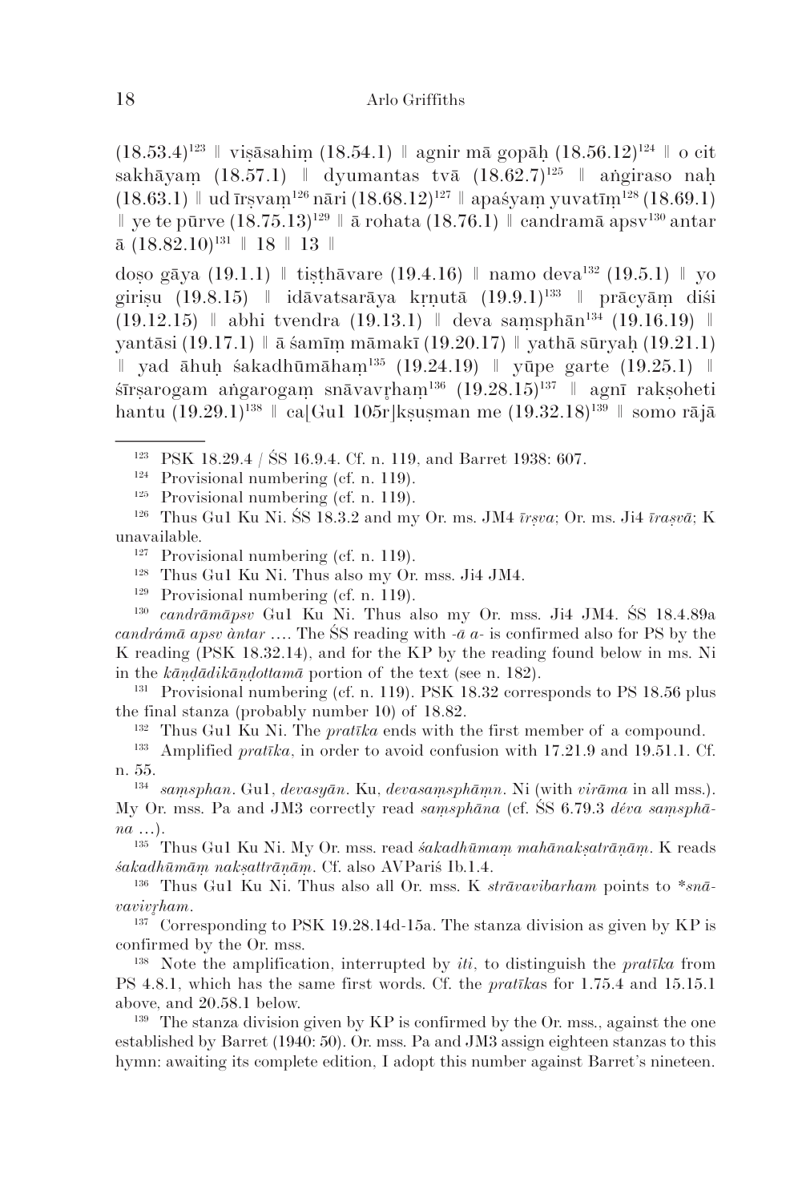(18.53.4)[123] ‖ viṣāsahiṃ (18.54.1) ‖ agnir mā gopāḥ (18.56.12)[124] ‖ o cit sakhāyaṃ (18.57.1) ‖ dyumantas tvā (18.62.7)[125] ‖ aṅgiraso naḥ (18.63.1) ‖ ud īrṣvaṃ[126] nāri (18.68.12)[127] ‖ apaśyaṃ yuvatīṃ[128] (18.69.1) ‖ ye te pūrve (18.75.13)[129] ‖ ā rohata (18.76.1) ‖ candramā apsv[130] antar ā (18.82.10)[131] ‖ 18 ‖ 13 ‖

doṣo gāya (19.1.1) ‖ tiṣṭhāvare (19.4.16) ‖ namo deva[132] (19.5.1) ‖ yo giriṣu (19.8.15) ‖ idāvatsarāya kṛṇutā (19.9.1)[133] ‖ prācyāṃ diśi (19.12.15) ‖ abhi tvendra (19.13.1) ‖ deva saṃsphān[134] (19.16.19) ‖ yantāsi (19.17.1) ‖ ā śamīṃ māmakī (19.20.17) ‖ yathā sūryaḥ (19.21.1) ‖ yad āhuḥ śakadhūmāhaṃ[135] (19.24.19) ‖ yūpe garte (19.25.1) ‖ śīrṣarogam aṅgarogaṃ snāvavṛhaṃ[136] (19.28.15)[137] ‖ agnī rakṣoheti hantu (19.29.1)[138] ‖ ca[Gu1 105r]kṣuṣman me (19.32.18)[139] ‖ somo rājā

---

[123] PSK 18.29.4 / ŚS 16.9.4. Cf. n. 119, and Barret 1938: 607.

[124] Provisional numbering (cf. n. 119).

[125] Provisional numbering (cf. n. 119).

[126] Thus Gu1 Ku Ni. ŚS 18.3.2 and my Or. ms. JM4 *īrṣva*; Or. ms. Ji4 *īraṣvā*; K unavailable.

[127] Provisional numbering (cf. n. 119).

[128] Thus Gu1 Ku Ni. Thus also my Or. mss. Ji4 JM4.

[129] Provisional numbering (cf. n. 119).

[130] *candrāmāpsv* Gu1 Ku Ni. Thus also my Or. mss. Ji4 JM4. ŚS 18.4.89a *candrámā apsv àntar* …. The ŚS reading with *-ā a-* is confirmed also for PS by the K reading (PSK 18.32.14), and for the KP by the reading found below in ms. Ni in the *kāṇḍādikāṇḍottamā* portion of the text (see n. 182).

[131] Provisional numbering (cf. n. 119). PSK 18.32 corresponds to PS 18.56 plus the final stanza (probably number 10) of 18.82.

[132] Thus Gu1 Ku Ni. The *pratīka* ends with the first member of a compound.

[133] Amplified *pratīka*, in order to avoid confusion with 17.21.9 and 19.51.1. Cf. n. 55.

[134] *saṃsphan*. Gu1, *devasyān*. Ku, *devasaṃsphāṃn*. Ni (with *virāma* in all mss.). My Or. mss. Pa and JM3 correctly read *saṃsphāna* (cf. ŚS 6.79.3 *déva saṃsphāna* …).

[135] Thus Gu1 Ku Ni. My Or. mss. read *śakadhūmaṃ mahānakṣatrāṇāṃ*. K reads *śakadhūmāṃ nakṣattrāṇāṃ*. Cf. also AVPariś Ib.1.4.

[136] Thus Gu1 Ku Ni. Thus also all Or. mss. K *strāvavibarham* points to *\*snāvavivṛham*.

[137] Corresponding to PSK 19.28.14d-15a. The stanza division as given by KP is confirmed by the Or. mss.

[138] Note the amplification, interrupted by *iti*, to distinguish the *pratīka* from PS 4.8.1, which has the same first words. Cf. the *pratīka*s for 1.75.4 and 15.15.1 above, and 20.58.1 below.

[139] The stanza division given by KP is confirmed by the Or. mss., against the one established by Barret (1940: 50). Or. mss. Pa and JM3 assign eighteen stanzas to this hymn: awaiting its complete edition, I adopt this number against Barret's nineteen.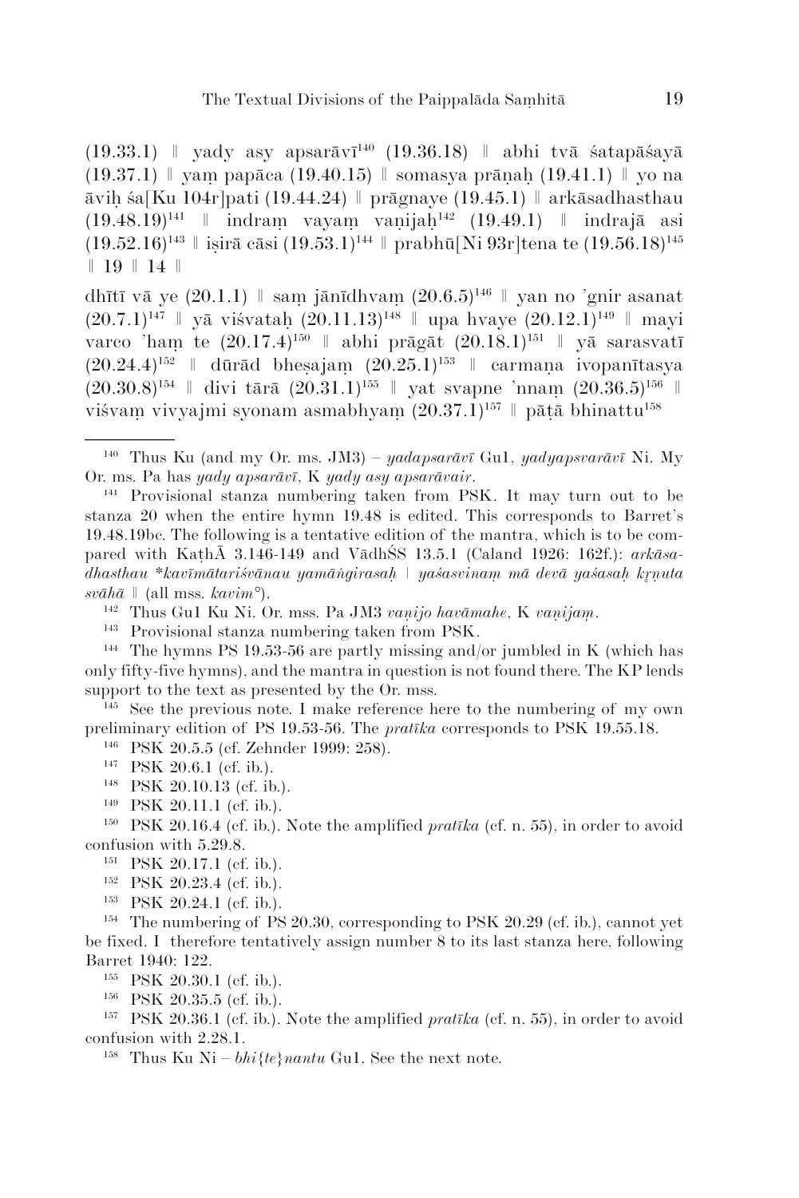(19.33.1) ‖ yady asy apsarāvī[140] (19.36.18) ‖ abhi tvā śatapāśayā (19.37.1) ‖ yaṃ papāca (19.40.15) ‖ somasya prāṇaḥ (19.41.1) ‖ yo na āviḥ śa[Ku 104r]pati (19.44.24) ‖ prāgnaye (19.45.1) ‖ arkāsadhasthau (19.48.19)[141] ‖ indraṃ vayaṃ vaṇijaḥ[142] (19.49.1) ‖ indrajā asi (19.52.16)[143] ‖ iṣirā cāsi (19.53.1)[144] ‖ prabhū[Ni 93r]tena te (19.56.18)[145] ‖ 19 ‖ 14 ‖

dhītī vā ye (20.1.1) ‖ saṃ jānīdhvaṃ (20.6.5)[146] ‖ yan no 'gnir asanat (20.7.1)[147] ‖ yā viśvataḥ (20.11.13)[148] ‖ upa hvaye (20.12.1)[149] ‖ mayi varco 'haṃ te (20.17.4)[150] ‖ abhi prāgāt (20.18.1)[151] ‖ yā sarasvatī (20.24.4)[152] ‖ dūrād bheṣajaṃ (20.25.1)[153] ‖ carmaṇa ivopanītasya (20.30.8)[154] ‖ divi tārā (20.31.1)[155] ‖ yat svapne 'nnaṃ (20.36.5)[156] ‖ viśvaṃ vivyajmi syonam asmabhyaṃ (20.37.1)[157] ‖ pāṭā bhinattu[158]

---

[140] Thus Ku (and my Or. ms. JM3) – *yadapsarāvī* Gu1, *yadyapsvarāvī* Ni. My Or. ms. Pa has *yady apsarāvī*, K *yady asy apsarāvair*.

[141] Provisional stanza numbering taken from PSK. It may turn out to be stanza 20 when the entire hymn 19.48 is edited. This corresponds to Barret's 19.48.19bc. The following is a tentative edition of the mantra, which is to be compared with KaṭhĀ 3.146-149 and VādhŚS 13.5.1 (Caland 1926: 162f.): *arkāsadhasthau \*kavīmātariśvānau yamāṅgirasaḥ | yaśasvinaṃ mā devā yaśasaḥ kṛṇuta svāhā ‖* (all mss. *kavim°*).

[142] Thus Gu1 Ku Ni. Or. mss. Pa JM3 *vaṇijo havāmahe*, K *vaṇijaṃ*.

[143] Provisional stanza numbering taken from PSK.

[144] The hymns PS 19.53-56 are partly missing and/or jumbled in K (which has only fifty-five hymns), and the mantra in question is not found there. The KP lends support to the text as presented by the Or. mss.

[145] See the previous note. I make reference here to the numbering of my own preliminary edition of PS 19.53-56. The *pratīka* corresponds to PSK 19.55.18.

[146] PSK 20.5.5 (cf. Zehnder 1999: 258).

[147] PSK 20.6.1 (cf. ib.).

[148] PSK 20.10.13 (cf. ib.).

[149] PSK 20.11.1 (cf. ib.).

[150] PSK 20.16.4 (cf. ib.). Note the amplified *pratīka* (cf. n. 55), in order to avoid confusion with 5.29.8.

[151] PSK 20.17.1 (cf. ib.).

[152] PSK 20.23.4 (cf. ib.).

[153] PSK 20.24.1 (cf. ib.).

[154] The numbering of PS 20.30, corresponding to PSK 20.29 (cf. ib.), cannot yet be fixed. I therefore tentatively assign number 8 to its last stanza here, following Barret 1940: 122.

[155] PSK 20.30.1 (cf. ib.).

[156] PSK 20.35.5 (cf. ib.).

[157] PSK 20.36.1 (cf. ib.). Note the amplified *pratīka* (cf. n. 55), in order to avoid confusion with 2.28.1.

[158] Thus Ku Ni – *bhi{te}nantu* Gu1. See the next note.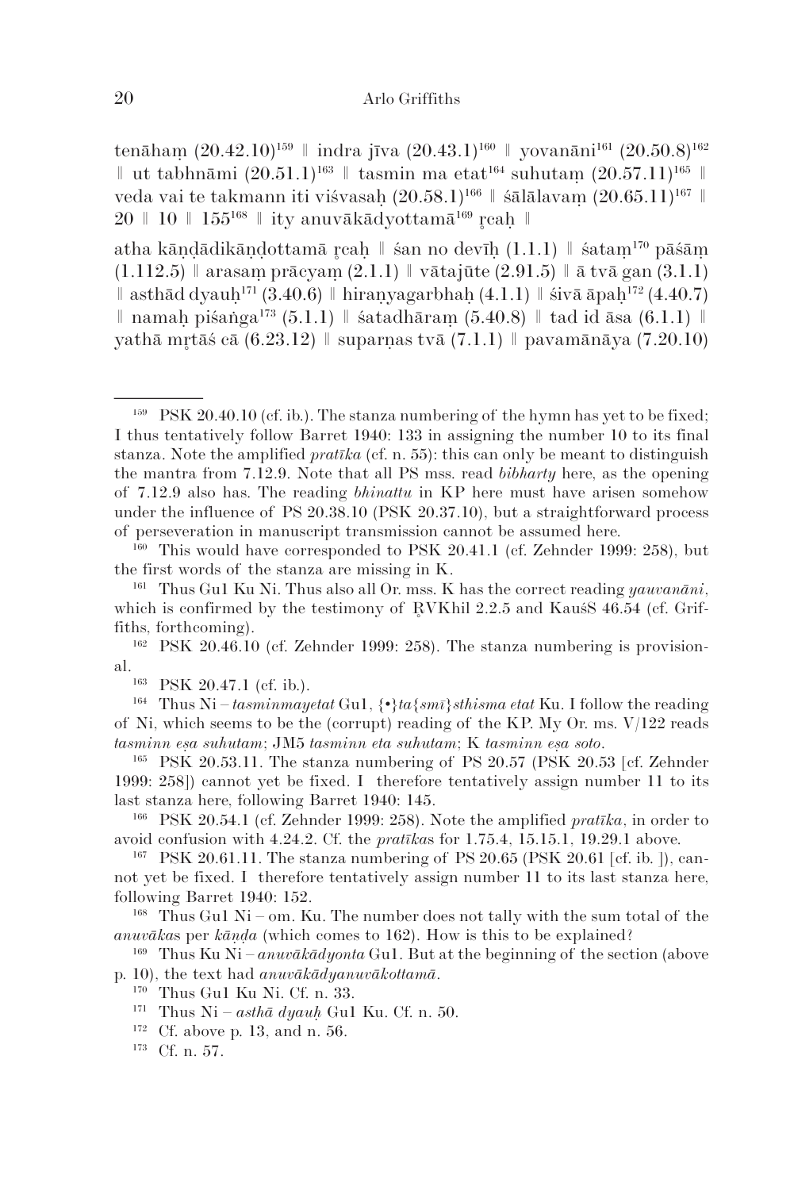tenāhaṃ (20.42.10)[159] ‖ indra jīva (20.43.1)[160] ‖ yovanāni[161] (20.50.8)[162] ‖ ut tabhnāmi (20.51.1)[163] ‖ tasmin ma etat[164] suhutaṃ (20.57.11)[165] ‖ veda vai te takmann iti viśvasaḥ (20.58.1)[166] ‖ śālālavaṃ (20.65.11)[167] ‖ 20 ‖ 10 ‖ 155[168] ‖ ity anuvākādyottamā[169] r̥caḥ ‖

atha kāṇḍādikāṇḍottamā r̥caḥ ‖ śan no devīḥ (1.1.1) ‖ śataṃ[170] pāśāṃ (1.112.5) ‖ arasaṃ prācyaṃ (2.1.1) ‖ vātajūte (2.91.5) ‖ ā tvā gan (3.1.1) ‖ asthād dyauḥ[171] (3.40.6) ‖ hiraṇyagarbhaḥ (4.1.1) ‖ śivā āpaḥ[172] (4.40.7) ‖ namaḥ piśaṅga[173] (5.1.1) ‖ śatadhāraṃ (5.40.8) ‖ tad id āsa (6.1.1) ‖ yathā mr̥tāś cā (6.23.12) ‖ suparṇas tvā (7.1.1) ‖ pavamānāya (7.20.10)

---

[159] PSK 20.40.10 (cf. ib.). The stanza numbering of the hymn has yet to be fixed; I thus tentatively follow Barret 1940: 133 in assigning the number 10 to its final stanza. Note the amplified *pratīka* (cf. n. 55): this can only be meant to distinguish the mantra from 7.12.9. Note that all PS mss. read *bibharty* here, as the opening of 7.12.9 also has. The reading *bhinattu* in KP here must have arisen somehow under the influence of PS 20.38.10 (PSK 20.37.10), but a straightforward process of perseveration in manuscript transmission cannot be assumed here.

[160] This would have corresponded to PSK 20.41.1 (cf. Zehnder 1999: 258), but the first words of the stanza are missing in K.

[161] Thus Gu1 Ku Ni. Thus also all Or. mss. K has the correct reading *yauvanāni*, which is confirmed by the testimony of R̥VKhil 2.2.5 and KauśS 46.54 (cf. Griffiths, forthcoming).

[162] PSK 20.46.10 (cf. Zehnder 1999: 258). The stanza numbering is provisional.

[163] PSK 20.47.1 (cf. ib.).

[164] Thus Ni – *tasminmayetat* Gu1, {•}*ta*{*smī*}*sthisma etat* Ku. I follow the reading of Ni, which seems to be the (corrupt) reading of the KP. My Or. ms. V/122 reads *tasminn eṣa suhutam*; JM5 *tasminn eta suhutam*; K *tasminn eṣa soto*.

[165] PSK 20.53.11. The stanza numbering of PS 20.57 (PSK 20.53 [cf. Zehnder 1999: 258]) cannot yet be fixed. I therefore tentatively assign number 11 to its last stanza here, following Barret 1940: 145.

[166] PSK 20.54.1 (cf. Zehnder 1999: 258). Note the amplified *pratīka*, in order to avoid confusion with 4.24.2. Cf. the *pratīka*s for 1.75.4, 15.15.1, 19.29.1 above.

[167] PSK 20.61.11. The stanza numbering of PS 20.65 (PSK 20.61 [cf. ib. ]), cannot yet be fixed. I therefore tentatively assign number 11 to its last stanza here, following Barret 1940: 152.

[168] Thus Gu1 Ni – om. Ku. The number does not tally with the sum total of the *anuvāka*s per *kāṇḍa* (which comes to 162). How is this to be explained?

[169] Thus Ku Ni – *anuvākādyonta* Gu1. But at the beginning of the section (above p. 10), the text had *anuvākādyanuvākottamā*.

[170] Thus Gu1 Ku Ni. Cf. n. 33.

[171] Thus Ni – *asthā dyauḥ* Gu1 Ku. Cf. n. 50.

[172] Cf. above p. 13, and n. 56.

[173] Cf. n. 57.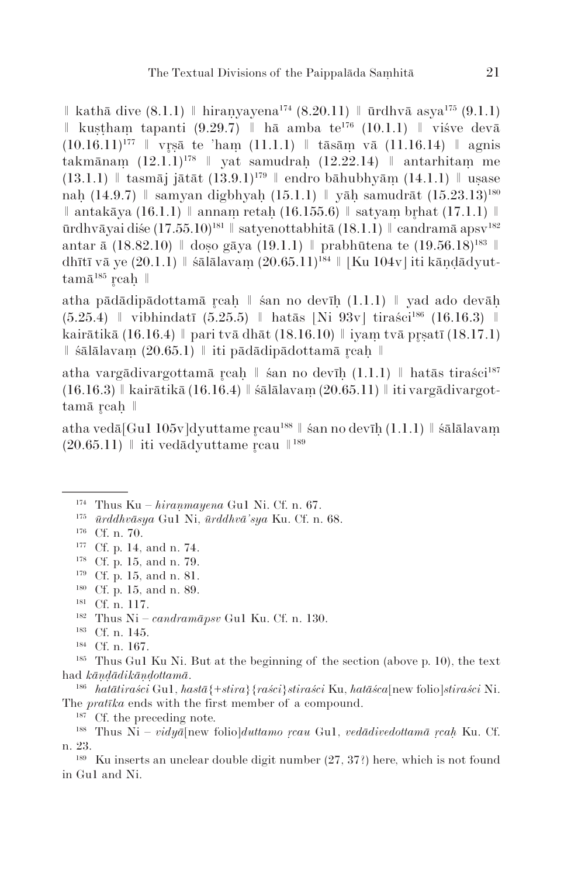‖ kathā dive (8.1.1) ‖ hiraṇyayena[174] (8.20.11) ‖ ūrdhvā asya[175] (9.1.1) ‖ kuṣṭhaṃ tapanti (9.29.7) ‖ hā amba te[176] (10.1.1) ‖ viśve devā (10.16.11)[177] ‖ vr̥ṣā te 'haṃ (11.1.1) ‖ tāsāṃ vā (11.16.14) ‖ agnis takmānaṃ (12.1.1)[178] ‖ yat samudraḥ (12.22.14) ‖ antarhitaṃ me (13.1.1) ‖ tasmāj jātāt (13.9.1)[179] ‖ endro bāhubhyāṃ (14.1.1) ‖ uṣase naḥ (14.9.7) ‖ samyan digbhyaḥ (15.1.1) ‖ yāḥ samudrāt (15.23.13)[180] ‖ antakāya (16.1.1) ‖ annaṃ retaḥ (16.155.6) ‖ satyaṃ br̥hat (17.1.1) ‖ ūrdhvāyai diśe (17.55.10)[181] ‖ satyenottabhitā (18.1.1) ‖ candramā apsv[182] antar ā (18.82.10) ‖ doṣo gāya (19.1.1) ‖ prabhūtena te (19.56.18)[183] ‖ dhītī vā ye (20.1.1) ‖ śālālavaṃ (20.65.11)[184] ‖ ⌊Ku 104v⌋ iti kāṇḍādyuttamā[185] r̥caḥ ‖

atha pādādipādottamā r̥caḥ ‖ śan no devīḥ (1.1.1) ‖ yad ado devāḥ (5.25.4) ‖ vibhindatī (5.25.5) ‖ hatās ⌊Ni 93v⌋ tiraści[186] (16.16.3) ‖ kairātikā (16.16.4) ‖ pari tvā dhāt (18.16.10) ‖ iyaṃ tvā pr̥ṣatī (18.17.1) ‖ śālālavaṃ (20.65.1) ‖ iti pādādipādottamā r̥caḥ ‖

atha vargādivargottamā r̥caḥ ‖ śan no devīḥ (1.1.1) ‖ hatās tiraści[187] (16.16.3) ‖ kairātikā (16.16.4) ‖ śālālavaṃ (20.65.11) ‖ iti vargādivargottamā r̥caḥ ‖

atha vedā[Gu1 105v]dyuttame r̥cau[188] ‖ śan no devīḥ (1.1.1) ‖ śālālavaṃ (20.65.11) ‖ iti vedādyuttame r̥cau ‖[189]

---

[174] Thus Ku – *hiraṇmayena* Gu1 Ni. Cf. n. 67.

[175] *ūrddhvāsya* Gu1 Ni, *ūrddhvā'sya* Ku. Cf. n. 68.

[176] Cf. n. 70.

[177] Cf. p. 14, and n. 74.

[178] Cf. p. 15, and n. 79.

[179] Cf. p. 15, and n. 81.

[180] Cf. p. 15, and n. 89.

[181] Cf. n. 117.

[182] Thus Ni – *candramāpsv* Gu1 Ku. Cf. n. 130.

[183] Cf. n. 145.

[184] Cf. n. 167.

[185] Thus Gu1 Ku Ni. But at the beginning of the section (above p. 10), the text had *kāṇḍādikāṇḍottamā*.

[186] *hatātiraści* Gu1, *hastā{+stira}{raści}stiraści* Ku, *hatāśca*[new folio]*stiraści* Ni. The *pratīka* ends with the first member of a compound.

[187] Cf. the preceding note.

[188] Thus Ni – *vidyā*[new folio]*duttamo r̥cau* Gu1, *vedādivedottamā r̥caḥ* Ku. Cf. n. 23.

[189] Ku inserts an unclear double digit number (27, 37?) here, which is not found in Gu1 and Ni.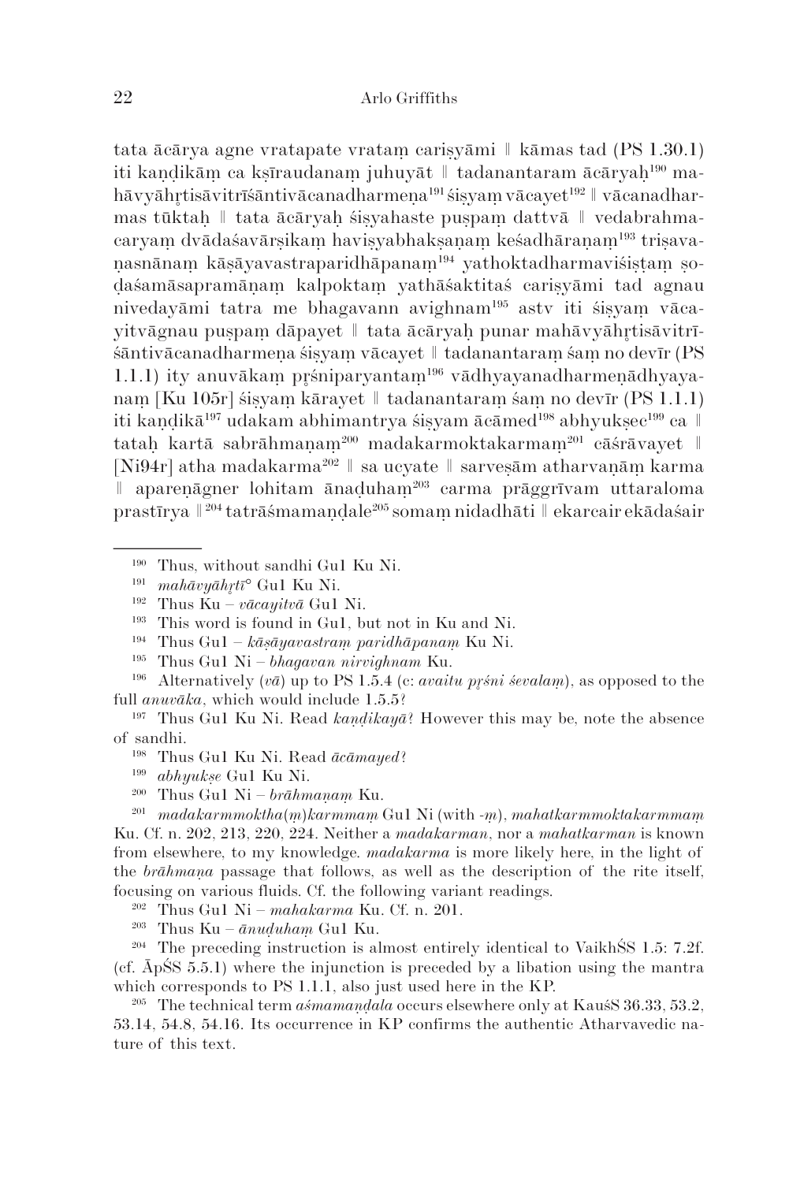tata ācārya agne vratapate vrataṃ cariṣyāmi ‖ kāmas tad (PS 1.30.1) iti kaṇḍikāṃ ca kṣīraudanaṃ juhuyāt ‖ tadanantaram ācāryaḥ[190] mahāvyāhṛtisāvitrīśāntivācanadharmeṇa[191] śiṣyaṃ vācayet[192] ‖ vācanadharmas tūktaḥ ‖ tata ācāryaḥ śiṣyahaste puṣpaṃ dattvā ‖ vedabrahmacaryaṃ dvādaśavārṣikaṃ haviṣyabhakṣaṇaṃ keśadhāraṇaṃ[193] triṣavaṇasnānaṃ kāṣāyavastraparidhāpanaṃ[194] yathoktadharmaviśiṣṭaṃ ṣoḍaśamāsapramāṇaṃ kalpoktaṃ yathāśaktitaś cariṣyāmi tad agnau nivedayāmi tatra me bhagavann avighnam[195] astv iti śiṣyaṃ vācayitvāgnau puṣpaṃ dāpayet ‖ tata ācāryaḥ punar mahāvyāhṛtisāvitrīśāntivācanadharmeṇa śiṣyaṃ vācayet ‖ tadanantaraṃ śaṃ no devīr (PS 1.1.1) ity anuvākaṃ pṛśniparyantaṃ[196] vādhyayanadharmeṇādhyayanaṃ [Ku 105r] śiṣyaṃ kārayet ‖ tadanantaraṃ śaṃ no devīr (PS 1.1.1) iti kaṇḍikā[197] udakam abhimantrya śiṣyam ācāmed[198] abhyukṣec[199] ca ‖ tataḥ kartā sabrāhmaṇam[200] madakarmoktakarmaṃ[201] cāśrāvayet ‖ [Ni94r] atha madakarma[202] ‖ sa ucyate ‖ sarveṣām atharvaṇāṃ karma ‖ apareṇāgner lohitam ānaḍuhaṃ[203] carma prāggrīvam uttaraloma prastīrya ‖[204] tatrāśmamaṇḍale[205] somaṃ nidadhāti ‖ ekarcair ekādaśair

---

[190] Thus, without sandhi Gu1 Ku Ni.

[191] *mahāvyāhṛtī°* Gu1 Ku Ni.

[192] Thus Ku – *vācayitvā* Gu1 Ni.

[193] This word is found in Gu1, but not in Ku and Ni.

[194] Thus Gu1 – *kāṣāyavastraṃ paridhāpanaṃ* Ku Ni.

[195] Thus Gu1 Ni – *bhagavan nirvighnam* Ku.

[196] Alternatively (*vā*) up to PS 1.5.4 (c: *avaitu pṛśni śevalaṃ*), as opposed to the full *anuvāka*, which would include 1.5.5?

[197] Thus Gu1 Ku Ni. Read *kaṇḍikayā*? However this may be, note the absence of sandhi.

[198] Thus Gu1 Ku Ni. Read *ācāmayed*?

[199] *abhyukṣe* Gu1 Ku Ni.

[200] Thus Gu1 Ni – *brāhmaṇaṃ* Ku.

[201] *madakarmmoktha(ṃ)karmmaṃ* Gu1 Ni (with -*ṃ*), *mahatkarmmoktakarmmaṃ* Ku. Cf. n. 202, 213, 220, 224. Neither a *madakarman*, nor a *mahatkarman* is known from elsewhere, to my knowledge. *madakarma* is more likely here, in the light of the *brāhmaṇa* passage that follows, as well as the description of the rite itself, focusing on various fluids. Cf. the following variant readings.

[202] Thus Gu1 Ni – *mahakarma* Ku. Cf. n. 201.

[203] Thus Ku – *ānuḍuhaṃ* Gu1 Ku.

[204] The preceding instruction is almost entirely identical to VaikhŚS 1.5: 7.2f. (cf. ĀpŚS 5.5.1) where the injunction is preceded by a libation using the mantra which corresponds to PS 1.1.1, also just used here in the KP.

[205] The technical term *aśmamaṇḍala* occurs elsewhere only at KauśS 36.33, 53.2, 53.14, 54.8, 54.16. Its occurrence in KP confirms the authentic Atharvavedic nature of this text.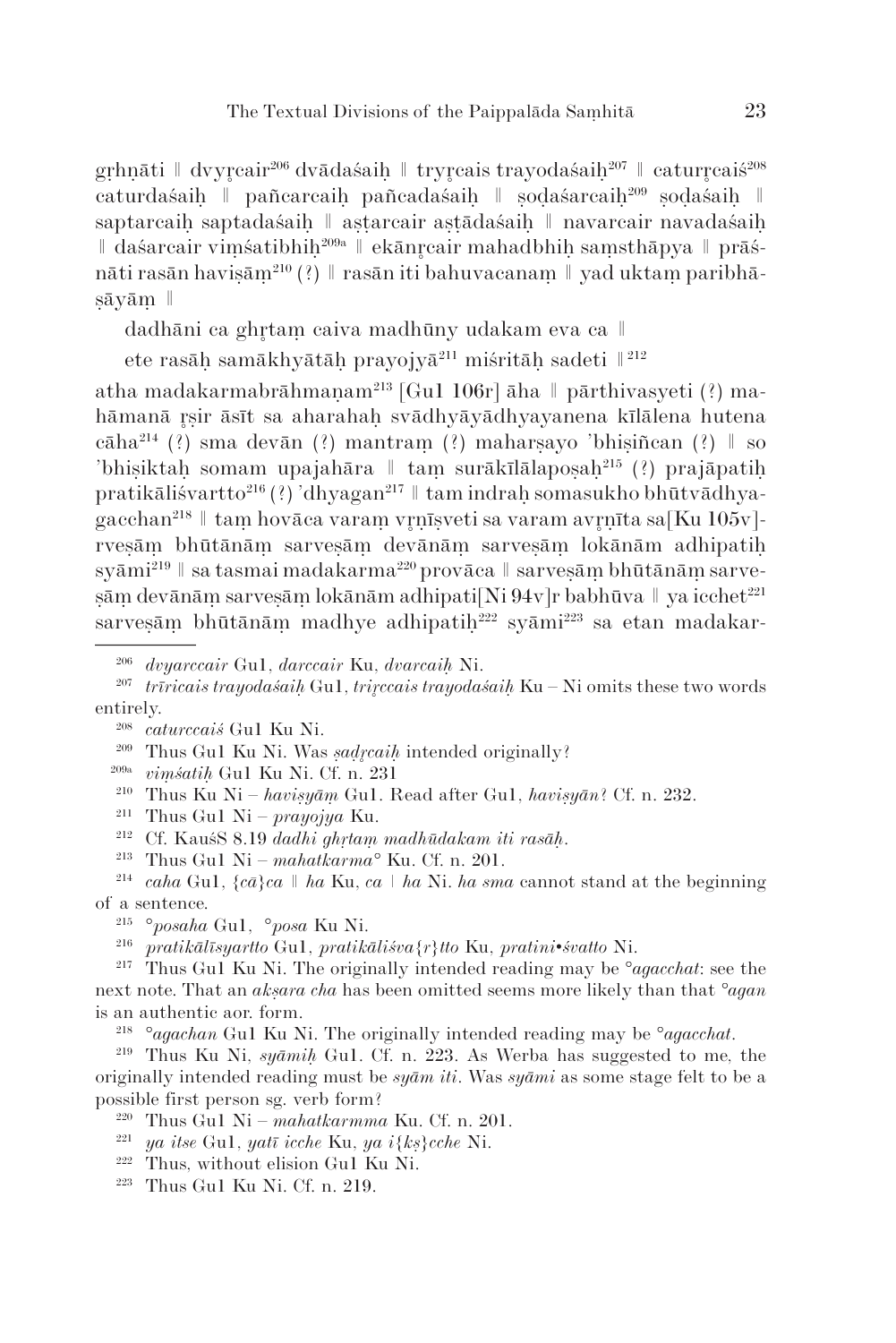gr̥hṇāti ‖ dvyr̥cair[206] dvādaśaiḥ ‖ tryr̥cais trayodaśaiḥ[207] ‖ caturr̥caiś[208] caturdaśaiḥ ‖ pañcarcaiḥ pañcadaśaiḥ ‖ ṣoḍaśarcaiḥ[209] ṣoḍaśaiḥ ‖ saptarcaiḥ saptadaśaiḥ ‖ aṣṭarcair aṣṭādaśaiḥ ‖ navarcair navadaśaiḥ ‖ daśarcair viṃśatibhiḥ[209a] ‖ ekānr̥cair mahadbhiḥ saṃsthāpya ‖ prāśnāti rasān haviṣām[210] (?) ‖ rasān iti bahuvacanaṃ ‖ yad uktaṃ paribhāṣāyāṃ ‖

dadhāni ca ghr̥taṃ caiva madhūny udakam eva ca ‖

ete rasāḥ samākhyātāḥ prayojyā[211] miśritāḥ sadeti ‖[212]

atha madakarmabrāhmaṇam[213] [Gu1 106r] āha ‖ pārthivasyeti (?) mahāmanā r̥ṣir āsīt sa aharahaḥ svādhyāyādhyayanena kīlālena hutena cāha[214] (?) sma devān (?) mantraṃ (?) maharṣayo 'bhiṣiñcan (?) ‖ so 'bhiṣiktaḥ somam upajahāra ‖ taṃ surākīlālapoṣaḥ[215] (?) prajāpatiḥ pratikāliśvartto[216] (?) 'dhyagan[217] ‖ tam indraḥ somasukho bhūtvādhyagacchan[218] ‖ taṃ hovāca varaṃ vr̥ṇīṣveti sa varam avr̥ṇīta sa[Ku 105v]rveṣāṃ bhūtānāṃ sarveṣāṃ devānāṃ sarveṣāṃ lokānām adhipatiḥ syāmi[219] ‖ sa tasmai madakarma[220] provāca ‖ sarveṣāṃ bhūtānāṃ sarveṣāṃ devānāṃ sarveṣāṃ lokānām adhipati[Ni 94v]r babhūva ‖ ya icchet[221] sarveṣāṃ bhūtānāṃ madhye adhipatiḥ[222] syāmi[223] sa etan madakar-

---

[206] *dvyarccair* Gu1, *darccair* Ku, *dvarcaiḥ* Ni.

[207] *trīricais trayodaśaiḥ* Gu1, *trir̥ccais trayodaśaiḥ* Ku – Ni omits these two words entirely.

[208] *caturccaiś* Gu1 Ku Ni.

[209] Thus Gu1 Ku Ni. Was *ṣaḍr̥caiḥ* intended originally?

[209a] *viṃśatiḥ* Gu1 Ku Ni. Cf. n. 231

[210] Thus Ku Ni – *haviṣyāṃ* Gu1. Read after Gu1, *haviṣyān*? Cf. n. 232.

[211] Thus Gu1 Ni – *prayojya* Ku.

[212] Cf. KauśS 8.19 *dadhi ghr̥taṃ madhūdakam iti rasāḥ*.

[213] Thus Gu1 Ni – *mahatkarma°* Ku. Cf. n. 201.

[214] *caha* Gu1, *{cā}ca ‖ ha* Ku, *ca* | *ha* Ni. *ha sma* cannot stand at the beginning of a sentence.

[215] *°posaha* Gu1, *°posa* Ku Ni.

[216] *pratikālīsyartto* Gu1, *pratikāliśva{r}tto* Ku, *pratini•śvatto* Ni.

[217] Thus Gu1 Ku Ni. The originally intended reading may be *°agacchat*: see the next note. That an *akṣara cha* has been omitted seems more likely than that *°agan* is an authentic aor. form.

[218] *°agachan* Gu1 Ku Ni. The originally intended reading may be *°agacchat*.

[219] Thus Ku Ni, *syāmiḥ* Gu1. Cf. n. 223. As Werba has suggested to me, the originally intended reading must be *syām iti*. Was *syāmi* as some stage felt to be a possible first person sg. verb form?

[220] Thus Gu1 Ni – *mahatkarmma* Ku. Cf. n. 201.

[221] *ya itse* Gu1, *yatī icche* Ku, *ya i{kṣ}cche* Ni.

[222] Thus, without elision Gu1 Ku Ni.

[223] Thus Gu1 Ku Ni. Cf. n. 219.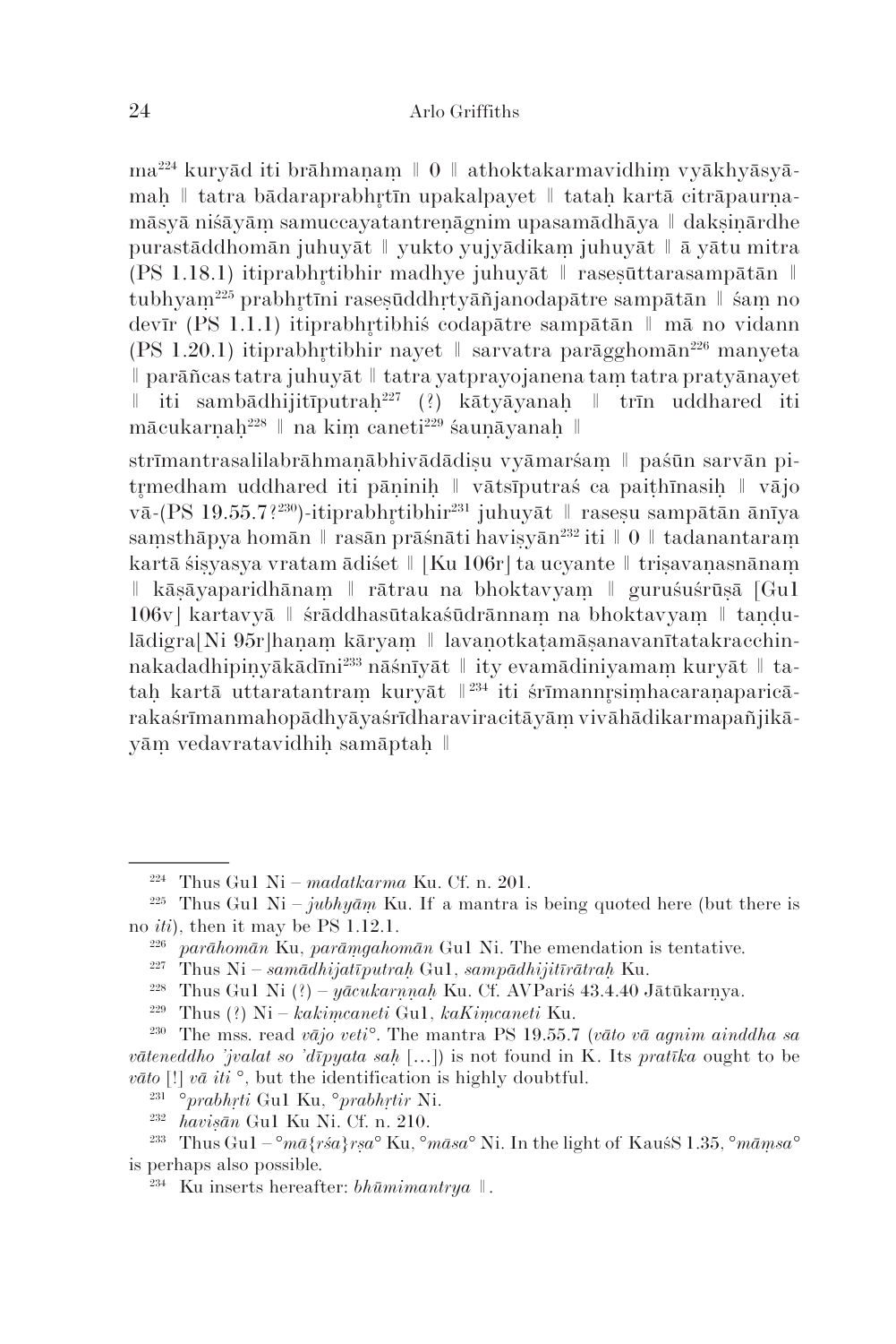ma[224] kuryād iti brāhmaṇaṃ ‖ 0 ‖ athoktakarmavidhiṃ vyākhyāsyāmaḥ ‖ tatra bādaraprabhṛtīn upakalpayet ‖ tataḥ kartā citrāpaurṇamāsyā niśāyāṃ samuccayatantreṇāgnim upasamādhāya ‖ dakṣiṇārdhe purastāddhomān juhuyāt ‖ yukto yujyādikaṃ juhuyāt ‖ ā yātu mitra (PS 1.18.1) itiprabhṛtibhir madhye juhuyāt ‖ raseṣūttarasampātān ‖ tubhyaṃ[225] prabhṛtīni raseṣūddhṛtyāñjanodapātre sampātān ‖ śaṃ no devīr (PS 1.1.1) itiprabhṛtibhiś codapātre sampātān ‖ mā no vidann (PS 1.20.1) itiprabhṛtibhir nayet ‖ sarvatra parāgghomān[226] manyeta ‖ parāñcas tatra juhuyāt ‖ tatra yatprayojanena taṃ tatra pratyānayet ‖ iti sambādhijitīputraḥ[227] (?) kātyāyanaḥ ‖ trīn uddhared iti mācukarṇaḥ[228] ‖ na kiṃ caneti[229] śauṇāyanaḥ ‖

strīmantrasalilabrāhmaṇābhivādādiṣu vyāmarśaṃ ‖ paśūn sarvān pitṛmedham uddhared iti pāṇiniḥ ‖ vātsīputraś ca paiṭhīnasiḥ ‖ vājo vā-(PS 19.55.7?[230])-itiprabhṛtibhir[231] juhuyāt ‖ raseṣu sampātān ānīya saṃsthāpya homān ‖ rasān prāśnāti haviṣyān[232] iti ‖ 0 ‖ tadanantaraṃ kartā śiṣyasya vratam ādiśet ‖ [Ku 106r] ta ucyante ‖ triṣavaṇasnānaṃ ‖ kāṣāyaparidhānaṃ ‖ rātrau na bhoktavyaṃ ‖ guruśuśrūṣā [Gu1 106v] kartavyā ‖ śrāddhasūtakaśūdrānnaṃ na bhoktavyaṃ ‖ taṇḍulādigra[Ni 95r]haṇaṃ kāryaṃ ‖ lavaṇotkaṭamāṣanavanītatakracchinnakadadhipiṇyākādīni[233] nāśnīyāt ‖ ity evamādiniyamaṃ kuryāt ‖ tataḥ kartā uttaratantraṃ kuryāt ‖[234] iti śrīmannṛsiṃhacaraṇaparicārakaśrīmanmahopādhyāyaśrīdharaviracitāyāṃ vivāhādikarmapañjikāyāṃ vedavratavidhiḥ samāptaḥ ‖

---

[224] Thus Gu1 Ni – *madatkarma* Ku. Cf. n. 201.

[225] Thus Gu1 Ni – *jubhyāṃ* Ku. If a mantra is being quoted here (but there is no *iti*), then it may be PS 1.12.1.

[226] *parāhomān* Ku, *parāṃgahomān* Gu1 Ni. The emendation is tentative.

[227] Thus Ni – *samādhijatīputraḥ* Gu1, *sampādhijitīrātraḥ* Ku.

[228] Thus Gu1 Ni (?) – *yācukarṇṇaḥ* Ku. Cf. AVPariś 43.4.40 Jātūkarṇya.

[229] Thus (?) Ni – *kakiṃcaneti* Gu1, *kaKiṃcaneti* Ku.

[230] The mss. read *vājo veti°*. The mantra PS 19.55.7 (*vāto vā agnim ainddha sa vāteneddho 'jvalat so 'dīpyata saḥ* [...]) is not found in K. Its *pratīka* ought to be *vāto* [!] *vā iti* °, but the identification is highly doubtful.

[231] °*prabhṛti* Gu1 Ku, °*prabhṛtir* Ni.

[232] *haviṣān* Gu1 Ku Ni. Cf. n. 210.

[233] Thus Gu1 – °*mā{rśa}rṣa*° Ku, °*māsa*° Ni. In the light of KauśS 1.35, °*māṃsa*° is perhaps also possible.

[234] Ku inserts hereafter: *bhūmimantrya* ‖.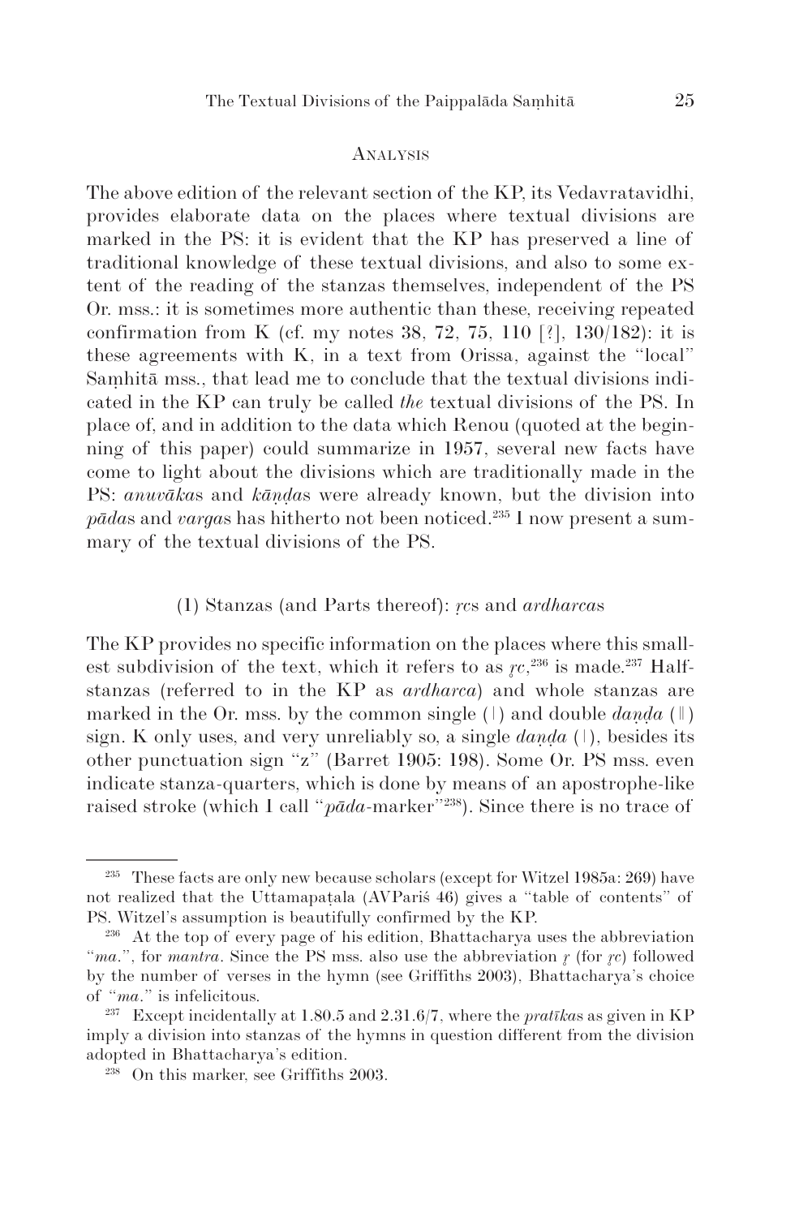## Analysis

The above edition of the relevant section of the KP, its Vedavratavidhi, provides elaborate data on the places where textual divisions are marked in the PS: it is evident that the KP has preserved a line of traditional knowledge of these textual divisions, and also to some extent of the reading of the stanzas themselves, independent of the PS Or. mss.: it is sometimes more authentic than these, receiving repeated confirmation from K (cf. my notes 38, 72, 75, 110 [?], 130/182): it is these agreements with K, in a text from Orissa, against the "local" Saṃhitā mss., that lead me to conclude that the textual divisions indicated in the KP can truly be called *the* textual divisions of the PS. In place of, and in addition to the data which Renou (quoted at the beginning of this paper) could summarize in 1957, several new facts have come to light about the divisions which are traditionally made in the PS: *anuvāka*s and *kāṇḍa*s were already known, but the division into *pāda*s and *varga*s has hitherto not been noticed.[235] I now present a summary of the textual divisions of the PS.

### (1) Stanzas (and Parts thereof): *ṛc*s and *ardharca*s

The KP provides no specific information on the places where this smallest subdivision of the text, which it refers to as *ṛc*,[236] is made.[237] Half-stanzas (referred to in the KP as *ardharca*) and whole stanzas are marked in the Or. mss. by the common single (।) and double *daṇḍa* (॥) sign. K only uses, and very unreliably so, a single *daṇḍa* (।), besides its other punctuation sign "z" (Barret 1905: 198). Some Or. PS mss. even indicate stanza-quarters, which is done by means of an apostrophe-like raised stroke (which I call "*pāda*-marker"[238]). Since there is no trace of

---

[235] These facts are only new because scholars (except for Witzel 1985a: 269) have not realized that the Uttamapaṭala (AVPariś 46) gives a "table of contents" of PS. Witzel's assumption is beautifully confirmed by the KP.

[236] At the top of every page of his edition, Bhattacharya uses the abbreviation "*ma.*", for *mantra*. Since the PS mss. also use the abbreviation *ṛ* (for *ṛc*) followed by the number of verses in the hymn (see Griffiths 2003), Bhattacharya's choice of "*ma.*" is infelicitous.

[237] Except incidentally at 1.80.5 and 2.31.6/7, where the *pratīka*s as given in KP imply a division into stanzas of the hymns in question different from the division adopted in Bhattacharya's edition.

[238] On this marker, see Griffiths 2003.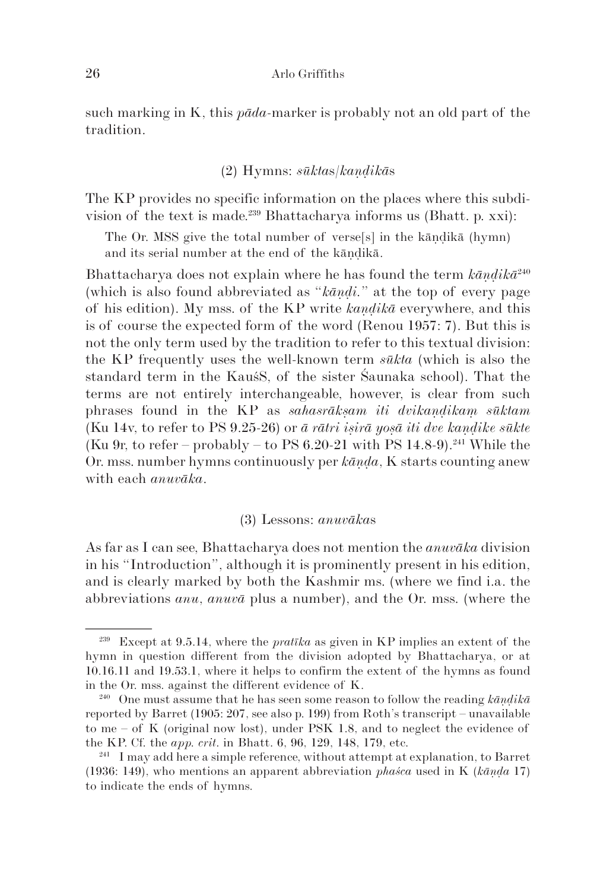such marking in K, this *pāda*-marker is probably not an old part of the tradition.

### (2) Hymns: *sūkta*s/*kaṇḍikā*s

The KP provides no specific information on the places where this subdivision of the text is made.[239] Bhattacharya informs us (Bhatt. p. xxi):

> The Or. MSS give the total number of verse[s] in the kāṇḍikā (hymn) and its serial number at the end of the kāṇḍikā.

Bhattacharya does not explain where he has found the term *kāṇḍikā*[240] (which is also found abbreviated as "*kāṇḍi.*" at the top of every page of his edition). My mss. of the KP write *kaṇḍikā* everywhere, and this is of course the expected form of the word (Renou 1957: 7). But this is not the only term used by the tradition to refer to this textual division: the KP frequently uses the well-known term *sūkta* (which is also the standard term in the KauśS, of the sister Śaunaka school). That the terms are not entirely interchangeable, however, is clear from such phrases found in the KP as *sahasrākṣam iti dvikaṇḍikaṃ sūktam* (Ku 14v, to refer to PS 9.25-26) or *ā rātri iṣirā yoṣā iti dve kaṇḍike sūkte* (Ku 9r, to refer – probably – to PS 6.20-21 with PS 14.8-9).[241] While the Or. mss. number hymns continuously per *kāṇḍa*, K starts counting anew with each *anuvāka*.

### (3) Lessons: *anuvāka*s

As far as I can see, Bhattacharya does not mention the *anuvāka* division in his "Introduction", although it is prominently present in his edition, and is clearly marked by both the Kashmir ms. (where we find i.a. the abbreviations *anu*, *anuvā* plus a number), and the Or. mss. (where the

---

[239] Except at 9.5.14, where the *pratīka* as given in KP implies an extent of the hymn in question different from the division adopted by Bhattacharya, or at 10.16.11 and 19.53.1, where it helps to confirm the extent of the hymns as found in the Or. mss. against the different evidence of K.

[240] One must assume that he has seen some reason to follow the reading *kāṇḍikā* reported by Barret (1905: 207, see also p. 199) from Roth's transcript – unavailable to me – of K (original now lost), under PSK 1.8, and to neglect the evidence of the KP. Cf. the *app. crit.* in Bhatt. 6, 96, 129, 148, 179, etc.

[241] I may add here a simple reference, without attempt at explanation, to Barret (1936: 149), who mentions an apparent abbreviation *phaśca* used in K (*kāṇḍa* 17) to indicate the ends of hymns.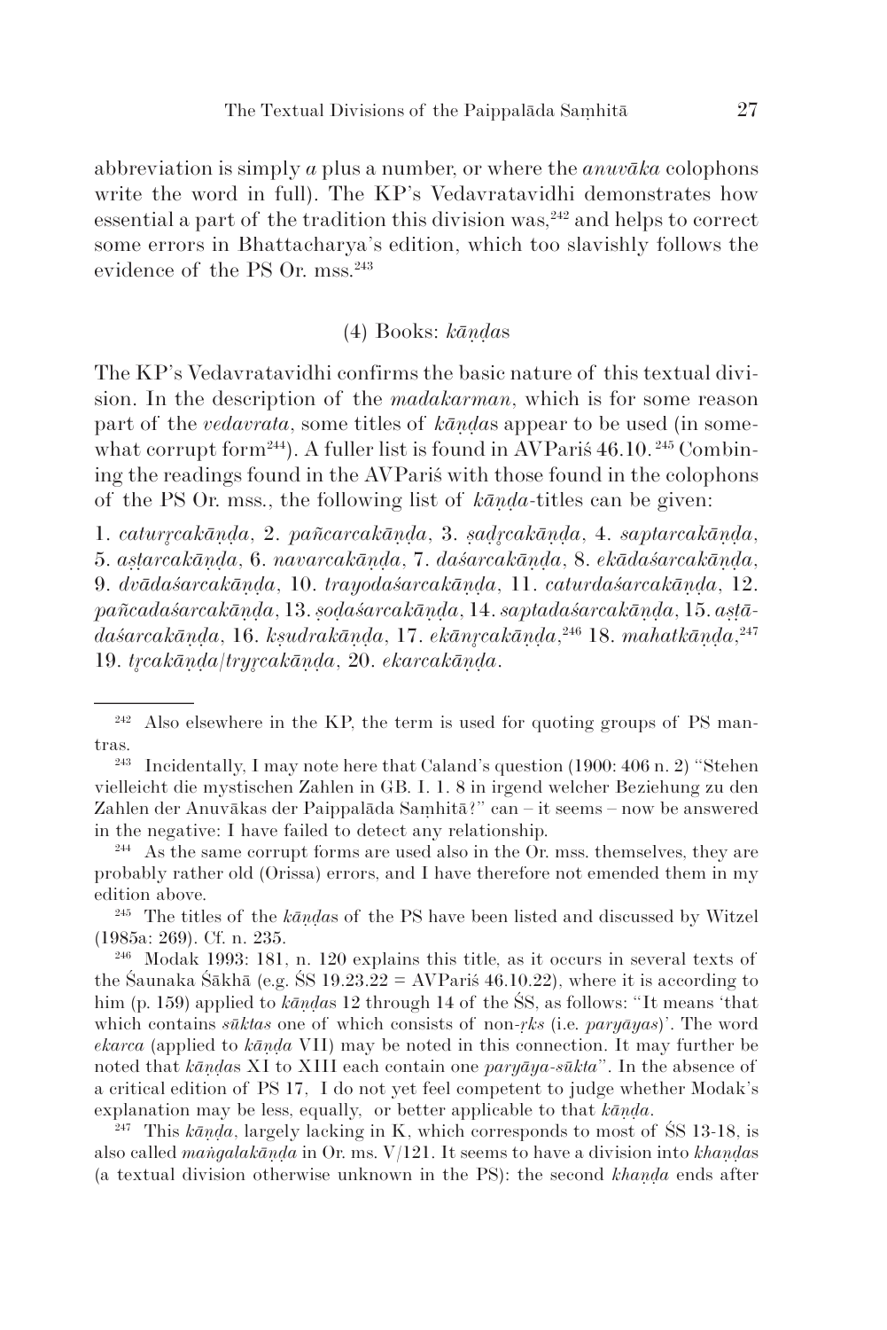abbreviation is simply *a* plus a number, or where the *anuvāka* colophons write the word in full). The KP's Vedavratavidhi demonstrates how essential a part of the tradition this division was,[242] and helps to correct some errors in Bhattacharya's edition, which too slavishly follows the evidence of the PS Or. mss.[243]

### (4) Books: *kāṇḍa*s

The KP's Vedavratavidhi confirms the basic nature of this textual division. In the description of the *madakarman*, which is for some reason part of the *vedavrata*, some titles of *kāṇḍa*s appear to be used (in somewhat corrupt form[244]). A fuller list is found in AVPariś 46.10.[245] Combining the readings found in the AVPariś with those found in the colophons of the PS Or. mss., the following list of *kāṇḍa*-titles can be given:

1. *caturṛcakāṇḍa*, 2. *pañcarcakāṇḍa*, 3. *ṣaḍṛcakāṇḍa*, 4. *saptarcakāṇḍa*, 5. *aṣṭarcakāṇḍa*, 6. *navarcakāṇḍa*, 7. *daśarcakāṇḍa*, 8. *ekādaśarcakāṇḍa*, 9. *dvādaśarcakāṇḍa*, 10. *trayodaśarcakāṇḍa*, 11. *caturdaśarcakāṇḍa*, 12. *pañcadaśarcakāṇḍa*, 13. *ṣoḍaśarcakāṇḍa*, 14. *saptadaśarcakāṇḍa*, 15. *aṣṭādaśarcakāṇḍa*, 16. *kṣudrakāṇḍa*, 17. *ekānṛcakāṇḍa*,[246] 18. *mahatkāṇḍa*,[247] 19. *tṛcakāṇḍa*/*tryṛcakāṇḍa*, 20. *ekarcakāṇḍa*.

---

[242] Also elsewhere in the KP, the term is used for quoting groups of PS mantras.

[243] Incidentally, I may note here that Caland's question (1900: 406 n. 2) "Stehen vielleicht die mystischen Zahlen in GB. I. 1. 8 in irgend welcher Beziehung zu den Zahlen der Anuvākas der Paippalāda Saṃhitā?" can – it seems – now be answered in the negative: I have failed to detect any relationship.

[244] As the same corrupt forms are used also in the Or. mss. themselves, they are probably rather old (Orissa) errors, and I have therefore not emended them in my edition above.

[245] The titles of the *kāṇḍa*s of the PS have been listed and discussed by Witzel (1985a: 269). Cf. n. 235.

[246] Modak 1993: 181, n. 120 explains this title, as it occurs in several texts of the Śaunaka Śākhā (e.g. ŚS 19.23.22 = AVPariś 46.10.22), where it is according to him (p. 159) applied to *kāṇḍa*s 12 through 14 of the ŚS, as follows: "It means 'that which contains *sūktas* one of which consists of non-*ṛks* (i.e. *paryāyas*)'. The word *ekarca* (applied to *kāṇḍa* VII) may be noted in this connection. It may further be noted that *kāṇḍa*s XI to XIII each contain one *paryāya-sūkta*". In the absence of a critical edition of PS 17, I do not yet feel competent to judge whether Modak's explanation may be less, equally, or better applicable to that *kāṇḍa*.

[247] This *kāṇḍa*, largely lacking in K, which corresponds to most of ŚS 13-18, is also called *maṅgalakāṇḍa* in Or. ms. V/121. It seems to have a division into *khaṇḍa*s (a textual division otherwise unknown in the PS): the second *khaṇḍa* ends after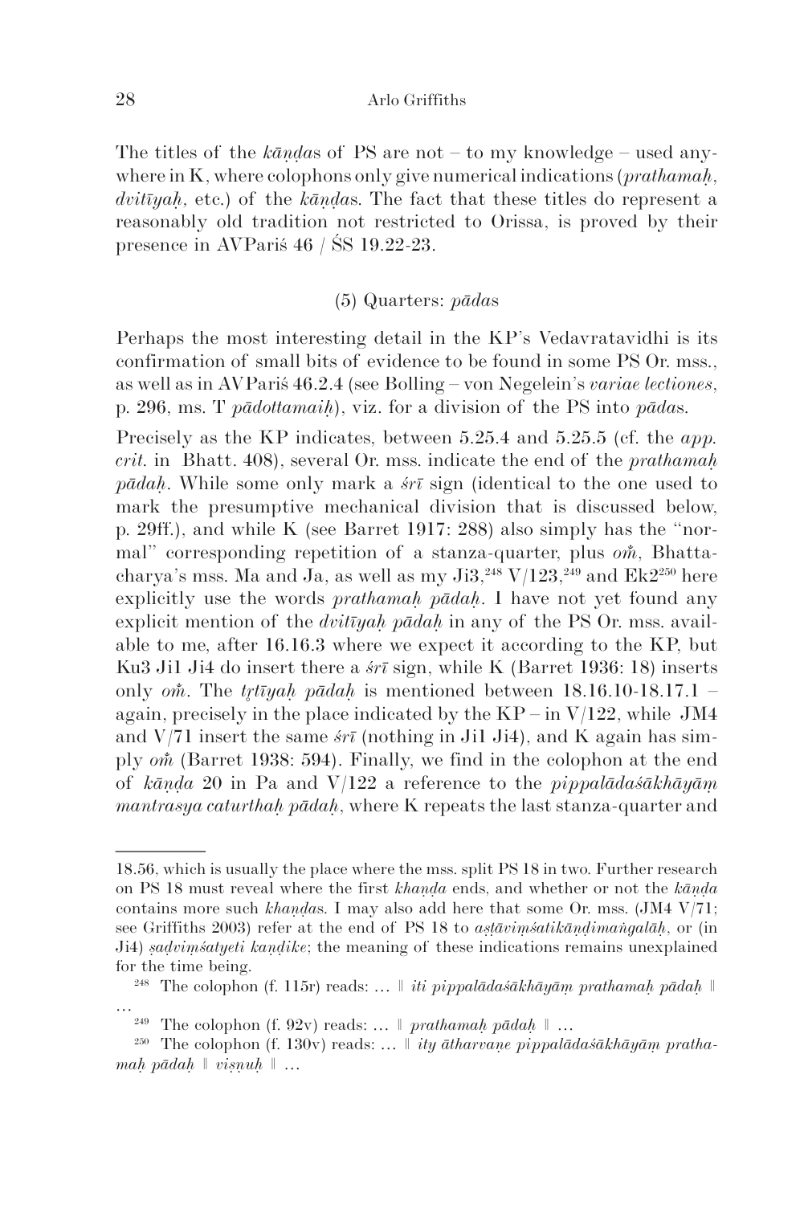The titles of the *kāṇḍa*s of PS are not – to my knowledge – used anywhere in K, where colophons only give numerical indications (*prathamaḥ*, *dvitīyaḥ*, etc.) of the *kāṇḍa*s. The fact that these titles do represent a reasonably old tradition not restricted to Orissa, is proved by their presence in AVPariś 46 / ŚS 19.22-23.

### (5) Quarters: *pāda*s

Perhaps the most interesting detail in the KP's Vedavratavidhi is its confirmation of small bits of evidence to be found in some PS Or. mss., as well as in AVPariś 46.2.4 (see Bolling – von Negelein's *variae lectiones*, p. 296, ms. T *pādottamaiḥ*), viz. for a division of the PS into *pāda*s.

Precisely as the KP indicates, between 5.25.4 and 5.25.5 (cf. the *app. crit.* in Bhatt. 408), several Or. mss. indicate the end of the *prathamaḥ pādaḥ*. While some only mark a *śrī* sign (identical to the one used to mark the presumptive mechanical division that is discussed below, p. 29ff.), and while K (see Barret 1917: 288) also simply has the "normal" corresponding repetition of a stanza-quarter, plus *oṁ*, Bhattacharya's mss. Ma and Ja, as well as my Ji3,[248] V/123,[249] and Ek2[250] here explicitly use the words *prathamaḥ pādaḥ*. I have not yet found any explicit mention of the *dvitīyaḥ pādaḥ* in any of the PS Or. mss. available to me, after 16.16.3 where we expect it according to the KP, but Ku3 Ji1 Ji4 do insert there a *śrī* sign, while K (Barret 1936: 18) inserts only *oṁ*. The *tṛtīyaḥ pādaḥ* is mentioned between 18.16.10-18.17.1 – again, precisely in the place indicated by the KP – in V/122, while JM4 and V/71 insert the same *śrī* (nothing in Ji1 Ji4), and K again has simply *oṁ* (Barret 1938: 594). Finally, we find in the colophon at the end of *kāṇḍa* 20 in Pa and V/122 a reference to the *pippalādaśākhāyāṃ mantrasya caturthaḥ pādaḥ*, where K repeats the last stanza-quarter and

---

18.56, which is usually the place where the mss. split PS 18 in two. Further research on PS 18 must reveal where the first *khaṇḍa* ends, and whether or not the *kāṇḍa* contains more such *khaṇḍa*s. I may also add here that some Or. mss. (JM4 V/71; see Griffiths 2003) refer at the end of PS 18 to *aṣṭāviṃśatikāṇḍimaṅgalāḥ*, or (in Ji4) *ṣaḍviṃśatyeti kaṇḍike*; the meaning of these indications remains unexplained for the time being.

[248] The colophon (f. 115r) reads: … ‖ *iti pippalādaśākhāyāṃ prathamaḥ pādaḥ* ‖ …

[249] The colophon (f. 92v) reads: … ‖ *prathamaḥ pādaḥ* ‖ …

[250] The colophon (f. 130v) reads: … ‖ *ity ātharvaṇe pippalādaśākhāyāṃ prathamaḥ pādaḥ* ‖ *viṣṇuḥ* ‖ …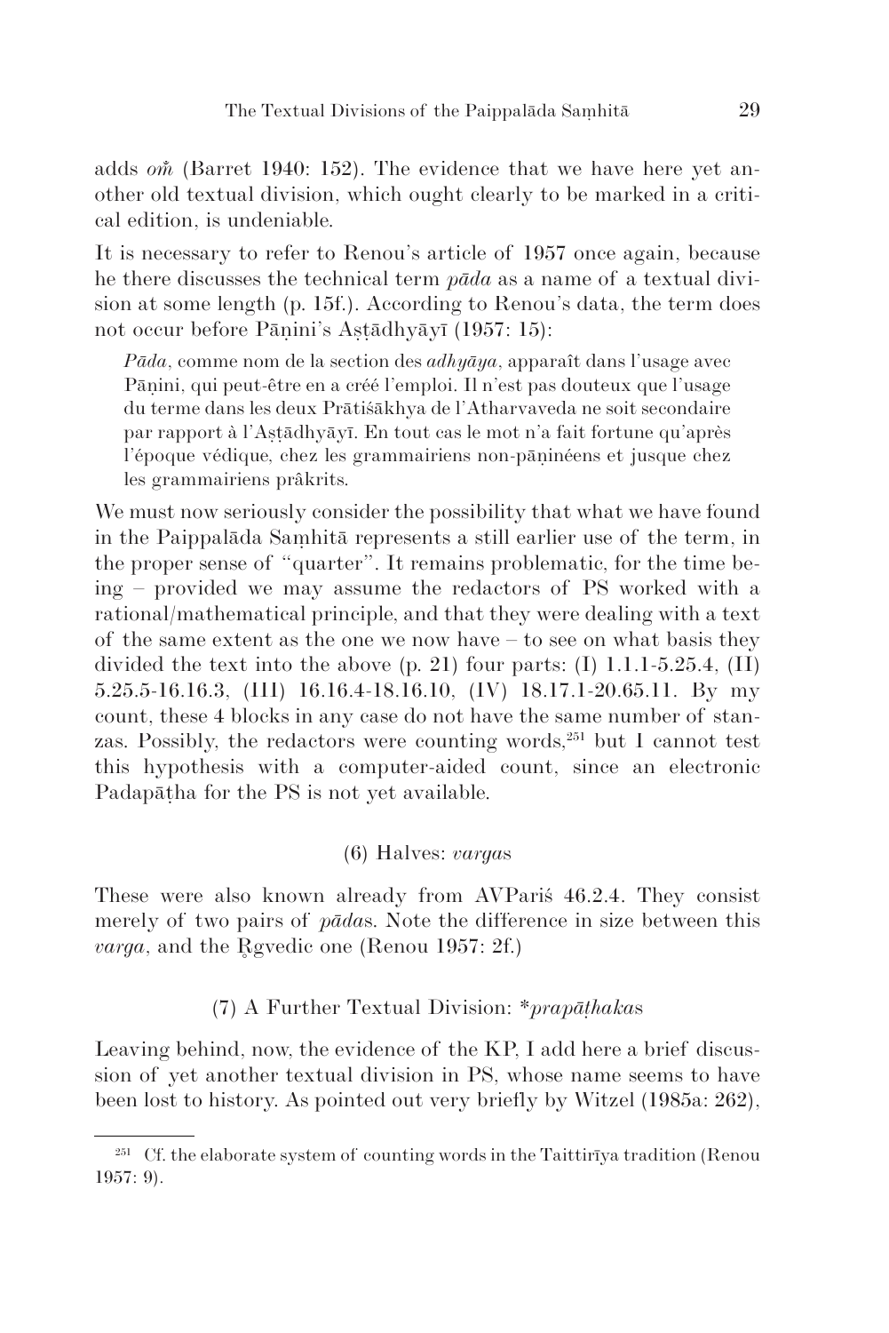adds *oṁ* (Barret 1940: 152). The evidence that we have here yet another old textual division, which ought clearly to be marked in a critical edition, is undeniable.

It is necessary to refer to Renou's article of 1957 once again, because he there discusses the technical term *pāda* as a name of a textual division at some length (p. 15f.). According to Renou's data, the term does not occur before Pāṇini's Aṣṭādhyāyī (1957: 15):

> *Pāda*, comme nom de la section des *adhyāya*, apparaît dans l'usage avec Pāṇini, qui peut-être en a créé l'emploi. Il n'est pas douteux que l'usage du terme dans les deux Prātiśākhya de l'Atharvaveda ne soit secondaire par rapport à l'Aṣṭādhyāyī. En tout cas le mot n'a fait fortune qu'après l'époque védique, chez les grammairiens non-pāṇinéens et jusque chez les grammairiens prâkrits.

We must now seriously consider the possibility that what we have found in the Paippalāda Saṃhitā represents a still earlier use of the term, in the proper sense of "quarter". It remains problematic, for the time being – provided we may assume the redactors of PS worked with a rational/mathematical principle, and that they were dealing with a text of the same extent as the one we now have – to see on what basis they divided the text into the above (p. 21) four parts: (I) 1.1.1-5.25.4, (II) 5.25.5-16.16.3, (III) 16.16.4-18.16.10, (IV) 18.17.1-20.65.11. By my count, these 4 blocks in any case do not have the same number of stanzas. Possibly, the redactors were counting words,[251] but I cannot test this hypothesis with a computer-aided count, since an electronic Padapāṭha for the PS is not yet available.

### (6) Halves: *varga*s

These were also known already from AVPariś 46.2.4. They consist merely of two pairs of *pāda*s. Note the difference in size between this *varga*, and the Ṛgvedic one (Renou 1957: 2f.)

### (7) A Further Textual Division: \**prapāṭhaka*s

Leaving behind, now, the evidence of the KP, I add here a brief discussion of yet another textual division in PS, whose name seems to have been lost to history. As pointed out very briefly by Witzel (1985a: 262),

---

[251] Cf. the elaborate system of counting words in the Taittirīya tradition (Renou 1957: 9).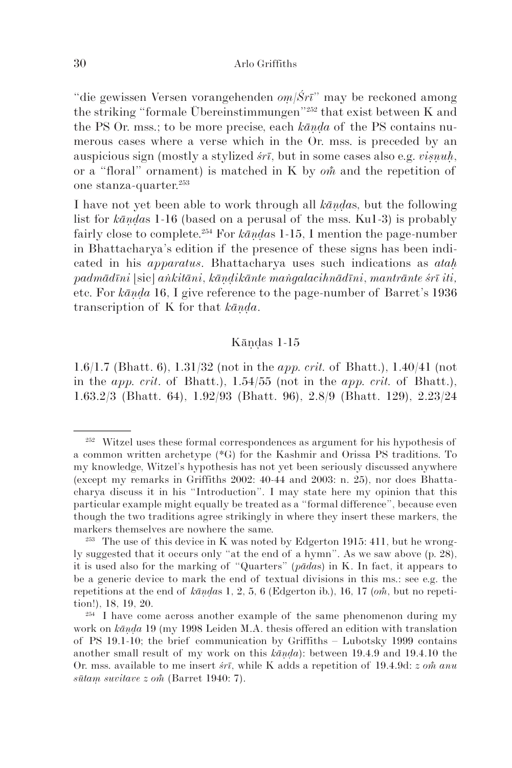"die gewissen Versen vorangehenden *oṃ*/*Śrī*" may be reckoned among the striking "formale Übereinstimmungen"[252] that exist between K and the PS Or. mss.; to be more precise, each *kāṇḍa* of the PS contains numerous cases where a verse which in the Or. mss. is preceded by an auspicious sign (mostly a stylized *śrī*, but in some cases also e.g. *viṣṇuḥ*, or a "floral" ornament) is matched in K by *oṁ* and the repetition of one stanza-quarter.[253]

I have not yet been able to work through all *kāṇḍa*s, but the following list for *kāṇḍa*s 1-16 (based on a perusal of the mss. Ku1-3) is probably fairly close to complete.[254] For *kāṇḍa*s 1-15, I mention the page-number in Bhattacharya's edition if the presence of these signs has been indicated in his *apparatus*. Bhattacharya uses such indications as *ataḥ padmādīni* [sic] *aṅkitāni*, *kāṇḍikānte maṅgalacihnādīni*, *mantrānte śrī iti*, etc. For *kāṇḍa* 16, I give reference to the page-number of Barret's 1936 transcription of K for that *kāṇḍa*.

### Kāṇḍas 1-15

1.6/1.7 (Bhatt. 6), 1.31/32 (not in the *app. crit.* of Bhatt.), 1.40/41 (not in the *app. crit.* of Bhatt.), 1.54/55 (not in the *app. crit.* of Bhatt.), 1.63.2/3 (Bhatt. 64), 1.92/93 (Bhatt. 96), 2.8/9 (Bhatt. 129), 2.23/24

---

[252] Witzel uses these formal correspondences as argument for his hypothesis of a common written archetype (*G) for the Kashmir and Orissa PS traditions. To my knowledge, Witzel's hypothesis has not yet been seriously discussed anywhere (except my remarks in Griffiths 2002: 40-44 and 2003: n. 25), nor does Bhattacharya discuss it in his "Introduction". I may state here my opinion that this particular example might equally be treated as a "formal difference", because even though the two traditions agree strikingly in where they insert these markers, the markers themselves are nowhere the same.

[253] The use of this device in K was noted by Edgerton 1915: 411, but he wrongly suggested that it occurs only "at the end of a hymn". As we saw above (p. 28), it is used also for the marking of "Quarters" (*pāda*s) in K. In fact, it appears to be a generic device to mark the end of textual divisions in this ms.: see e.g. the repetitions at the end of *kāṇḍa*s 1, 2, 5, 6 (Edgerton ib.), 16, 17 (*oṁ*, but no repetition!), 18, 19, 20.

[254] I have come across another example of the same phenomenon during my work on *kāṇḍa* 19 (my 1998 Leiden M.A. thesis offered an edition with translation of PS 19.1-10; the brief communication by Griffiths – Lubotsky 1999 contains another small result of my work on this *kāṇḍa*): between 19.4.9 and 19.4.10 the Or. mss. available to me insert *śrī*, while K adds a repetition of 19.4.9d: *z oṁ anu sūtaṃ suvitave z oṁ* (Barret 1940: 7).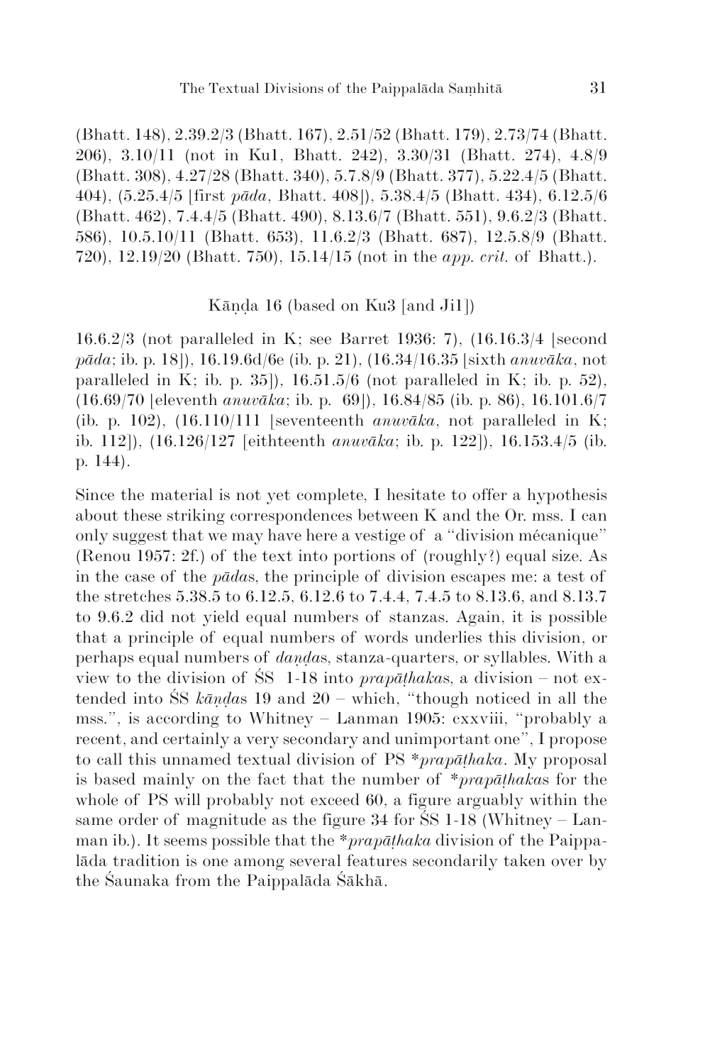(Bhatt. 148), 2.39.2/3 (Bhatt. 167), 2.51/52 (Bhatt. 179), 2.73/74 (Bhatt. 206), 3.10/11 (not in Ku1, Bhatt. 242), 3.30/31 (Bhatt. 274), 4.8/9 (Bhatt. 308), 4.27/28 (Bhatt. 340), 5.7.8/9 (Bhatt. 377), 5.22.4/5 (Bhatt. 404), (5.25.4/5 [first *pāda*, Bhatt. 408]), 5.38.4/5 (Bhatt. 434), 6.12.5/6 (Bhatt. 462), 7.4.4/5 (Bhatt. 490), 8.13.6/7 (Bhatt. 551), 9.6.2/3 (Bhatt. 586), 10.5.10/11 (Bhatt. 653), 11.6.2/3 (Bhatt. 687), 12.5.8/9 (Bhatt. 720), 12.19/20 (Bhatt. 750), 15.14/15 (not in the *app. crit.* of Bhatt.).

Kāṇḍa 16 (based on Ku3 [and Ji1])

16.6.2/3 (not paralleled in K; see Barret 1936: 7), (16.16.3/4 [second *pāda*; ib. p. 18]), 16.19.6d/6e (ib. p. 21), (16.34/16.35 [sixth *anuvāka*, not paralleled in K; ib. p. 35]), 16.51.5/6 (not paralleled in K; ib. p. 52), (16.69/70 [eleventh *anuvāka*; ib. p. 69]), 16.84/85 (ib. p. 86), 16.101.6/7 (ib. p. 102), (16.110/111 [seventeenth *anuvāka*, not paralleled in K; ib. 112]), (16.126/127 [eithteenth *anuvāka*; ib. p. 122]), 16.153.4/5 (ib. p. 144).

Since the material is not yet complete, I hesitate to offer a hypothesis about these striking correspondences between K and the Or. mss. I can only suggest that we may have here a vestige of a "division mécanique" (Renou 1957: 2f.) of the text into portions of (roughly?) equal size. As in the case of the *pāda*s, the principle of division escapes me: a test of the stretches 5.38.5 to 6.12.5, 6.12.6 to 7.4.4, 7.4.5 to 8.13.6, and 8.13.7 to 9.6.2 did not yield equal numbers of stanzas. Again, it is possible that a principle of equal numbers of words underlies this division, or perhaps equal numbers of *daṇḍa*s, stanza-quarters, or syllables. With a view to the division of ŚS 1-18 into *prapāṭhaka*s, a division – not extended into ŚS *kāṇḍa*s 19 and 20 – which, "though noticed in all the mss.", is according to Whitney – Lanman 1905: cxxviii, "probably a recent, and certainly a very secondary and unimportant one", I propose to call this unnamed textual division of PS **prapāṭhaka*. My proposal is based mainly on the fact that the number of **prapāṭhaka*s for the whole of PS will probably not exceed 60, a figure arguably within the same order of magnitude as the figure 34 for ŚS 1-18 (Whitney – Lanman ib.). It seems possible that the **prapāṭhaka* division of the Paippalāda tradition is one among several features secondarily taken over by the Śaunaka from the Paippalāda Śākhā.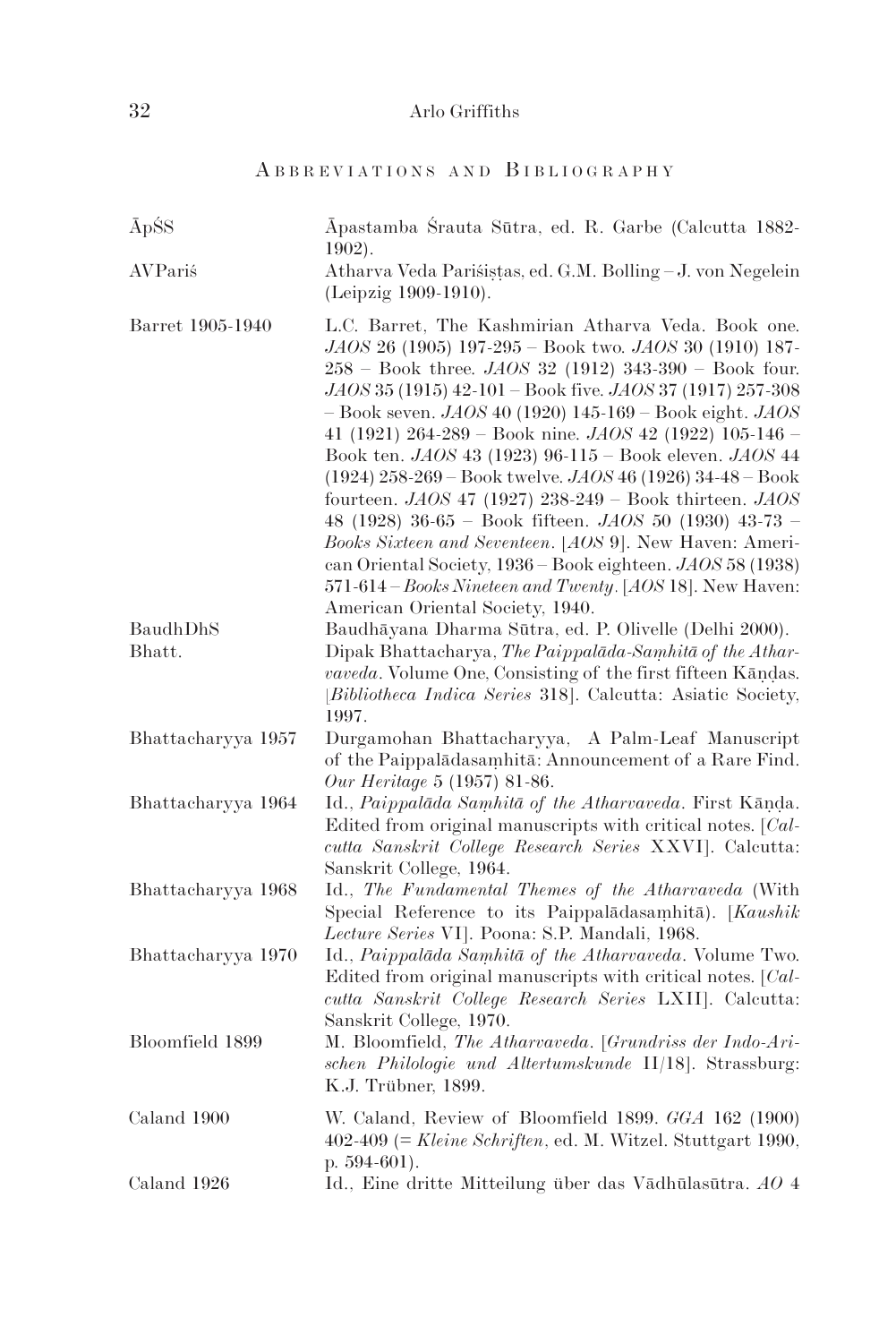## Abbreviations and Bibliography

| | |
|---|---|
| ĀpŚS | Āpastamba Śrauta Sūtra, ed. R. Garbe (Calcutta 1882-1902). |
| AVPariś | Atharva Veda Pariśiṣṭas, ed. G.M. Bolling – J. von Negelein (Leipzig 1909-1910). |
| Barret 1905-1940 | L.C. Barret, The Kashmirian Atharva Veda. Book one. *JAOS* 26 (1905) 197-295 – Book two. *JAOS* 30 (1910) 187-258 – Book three. *JAOS* 32 (1912) 343-390 – Book four. *JAOS* 35 (1915) 42-101 – Book five. *JAOS* 37 (1917) 257-308 – Book seven. *JAOS* 40 (1920) 145-169 – Book eight. *JAOS* 41 (1921) 264-289 – Book nine. *JAOS* 42 (1922) 105-146 – Book ten. *JAOS* 43 (1923) 96-115 – Book eleven. *JAOS* 44 (1924) 258-269 – Book twelve. *JAOS* 46 (1926) 34-48 – Book fourteen. *JAOS* 47 (1927) 238-249 – Book thirteen. *JAOS* 48 (1928) 36-65 – Book fifteen. *JAOS* 50 (1930) 43-73 – *Books Sixteen and Seventeen*. [*AOS* 9]. New Haven: American Oriental Society, 1936 – Book eighteen. *JAOS* 58 (1938) 571-614 – *Books Nineteen and Twenty*. [*AOS* 18]. New Haven: American Oriental Society, 1940. |
| BaudhDhS | Baudhāyana Dharma Sūtra, ed. P. Olivelle (Delhi 2000). |
| Bhatt. | Dipak Bhattacharya, *The Paippalāda-Saṃhitā of the Atharvaveda*. Volume One, Consisting of the first fifteen Kāṇḍas. [*Bibliotheca Indica Series* 318]. Calcutta: Asiatic Society, 1997. |
| Bhattacharyya 1957 | Durgamohan Bhattacharyya, A Palm-Leaf Manuscript of the Paippalādasaṃhitā: Announcement of a Rare Find. *Our Heritage* 5 (1957) 81-86. |
| Bhattacharyya 1964 | Id., *Paippalāda Saṃhitā of the Atharvaveda*. First Kāṇḍa. Edited from original manuscripts with critical notes. [*Calcutta Sanskrit College Research Series* XXVI]. Calcutta: Sanskrit College, 1964. |
| Bhattacharyya 1968 | Id., *The Fundamental Themes of the Atharvaveda* (With Special Reference to its Paippalādasaṃhitā). [*Kaushik Lecture Series* VI]. Poona: S.P. Mandali, 1968. |
| Bhattacharyya 1970 | Id., *Paippalāda Saṃhitā of the Atharvaveda*. Volume Two. Edited from original manuscripts with critical notes. [*Calcutta Sanskrit College Research Series* LXII]. Calcutta: Sanskrit College, 1970. |
| Bloomfield 1899 | M. Bloomfield, *The Atharvaveda*. [*Grundriss der Indo-Arischen Philologie und Altertumskunde* II/18]. Strassburg: K.J. Trübner, 1899. |
| Caland 1900 | W. Caland, Review of Bloomfield 1899. *GGA* 162 (1900) 402-409 (= *Kleine Schriften*, ed. M. Witzel. Stuttgart 1990, p. 594-601). |
| Caland 1926 | Id., Eine dritte Mitteilung über das Vādhūlasūtra. *AO* 4 |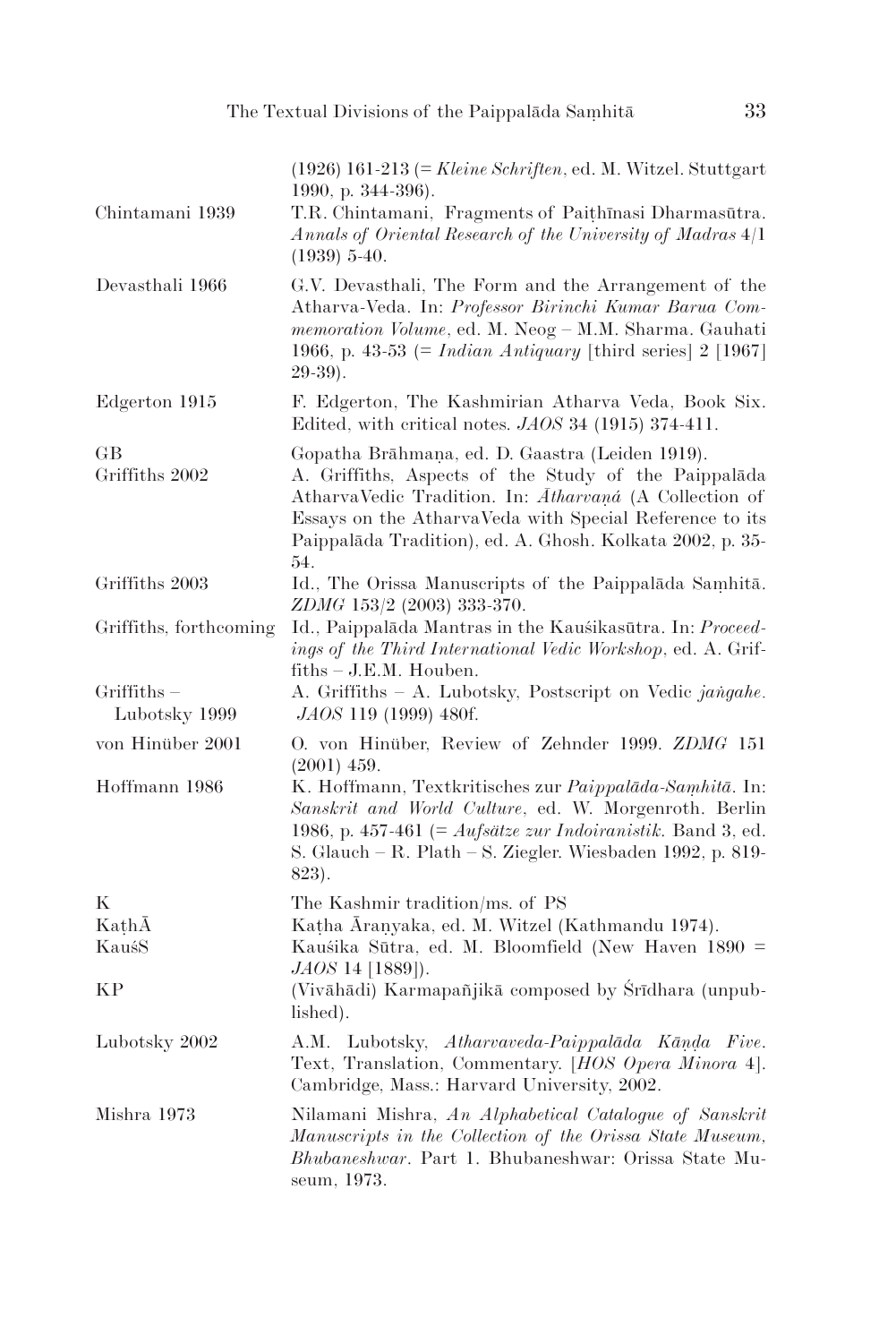(1926) 161-213 (= *Kleine Schriften*, ed. M. Witzel. Stuttgart 1990, p. 344-396).

Chintamani 1939 — T.R. Chintamani, Fragments of Paiṭhīnasi Dharmasūtra. *Annals of Oriental Research of the University of Madras* 4/1 (1939) 5-40.

Devasthali 1966 — G.V. Devasthali, The Form and the Arrangement of the Atharva-Veda. In: *Professor Birinchi Kumar Barua Commemoration Volume*, ed. M. Neog – M.M. Sharma. Gauhati 1966, p. 43-53 (= *Indian Antiquary* [third series] 2 [1967] 29-39).

Edgerton 1915 — F. Edgerton, The Kashmirian Atharva Veda, Book Six. Edited, with critical notes. *JAOS* 34 (1915) 374-411.

GB — Gopatha Brāhmaṇa, ed. D. Gaastra (Leiden 1919).

Griffiths 2002 — A. Griffiths, Aspects of the Study of the Paippalāda AtharvaVedic Tradition. In: *Ātharvaṇá* (A Collection of Essays on the AtharvaVeda with Special Reference to its Paippalāda Tradition), ed. A. Ghosh. Kolkata 2002, p. 35-54.

Griffiths 2003 — Id., The Orissa Manuscripts of the Paippalāda Saṃhitā. *ZDMG* 153/2 (2003) 333-370.

Griffiths, forthcoming — Id., Paippalāda Mantras in the Kauśikasūtra. In: *Proceedings of the Third International Vedic Workshop*, ed. A. Griffiths – J.E.M. Houben.

Griffiths – Lubotsky 1999 — A. Griffiths – A. Lubotsky, Postscript on Vedic *jaṅgahe*. *JAOS* 119 (1999) 480f.

von Hinüber 2001 — O. von Hinüber, Review of Zehnder 1999. *ZDMG* 151 (2001) 459.

Hoffmann 1986 — K. Hoffmann, Textkritisches zur *Paippalāda-Saṃhitā*. In: *Sanskrit and World Culture*, ed. W. Morgenroth. Berlin 1986, p. 457-461 (= *Aufsätze zur Indoiranistik*. Band 3, ed. S. Glauch – R. Plath – S. Ziegler. Wiesbaden 1992, p. 819-823).

K — The Kashmir tradition/ms. of PS

KaṭhĀ — Kaṭha Āraṇyaka, ed. M. Witzel (Kathmandu 1974).

KauśS — Kauśika Sūtra, ed. M. Bloomfield (New Haven 1890 = *JAOS* 14 [1889]).

KP — (Vivāhādi) Karmapañjikā composed by Śrīdhara (unpublished).

Lubotsky 2002 — A.M. Lubotsky, *Atharvaveda-Paippalāda Kāṇḍa Five*. Text, Translation, Commentary. [*HOS Opera Minora* 4]. Cambridge, Mass.: Harvard University, 2002.

Mishra 1973 — Nilamani Mishra, *An Alphabetical Catalogue of Sanskrit Manuscripts in the Collection of the Orissa State Museum, Bhubaneshwar*. Part 1. Bhubaneshwar: Orissa State Museum, 1973.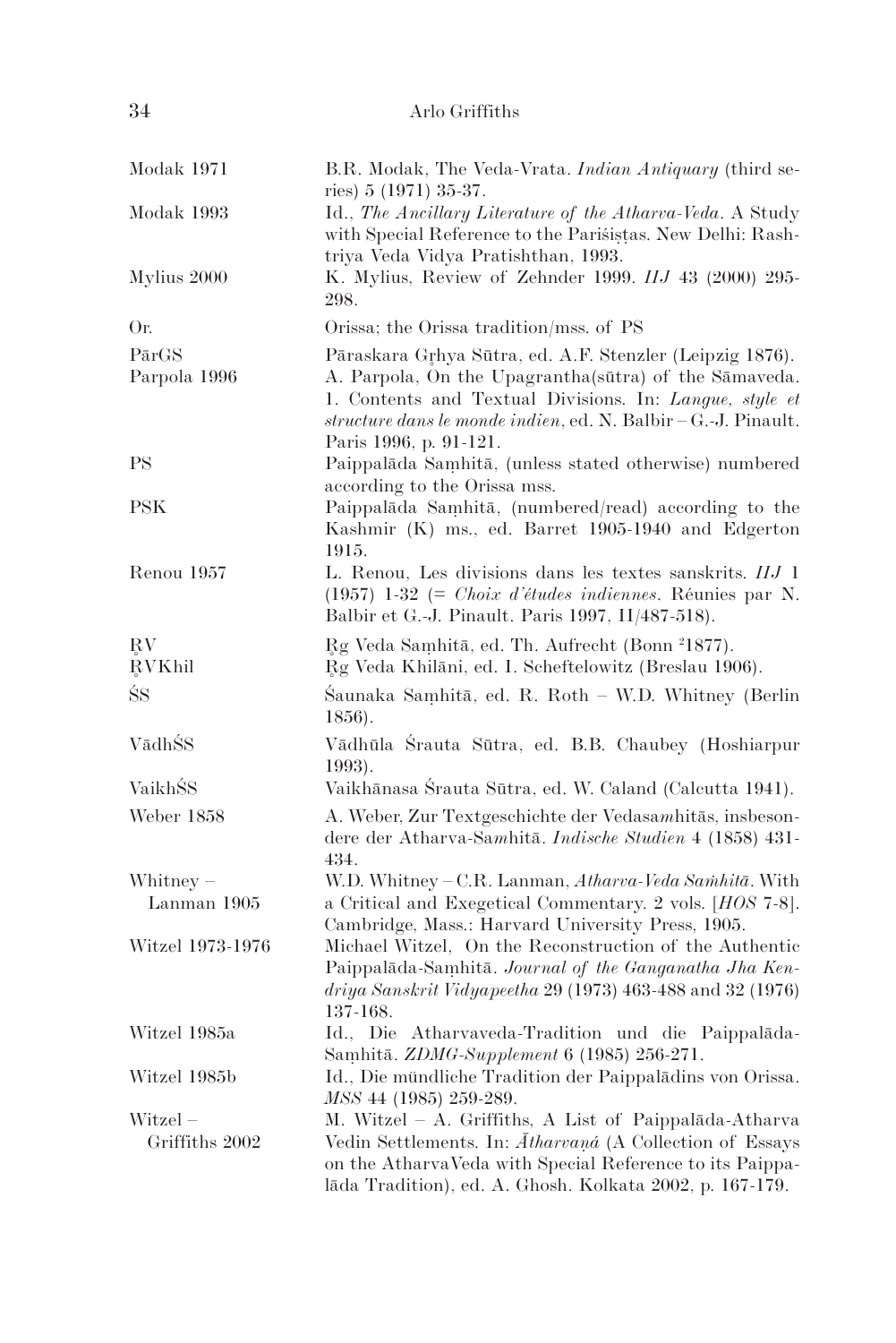| | |
|---|---|
| Modak 1971 | B.R. Modak, The Veda-Vrata. *Indian Antiquary* (third series) 5 (1971) 35-37. |
| Modak 1993 | Id., *The Ancillary Literature of the Atharva-Veda*. A Study with Special Reference to the Pariśiṣṭas. New Delhi: Rashtriya Veda Vidya Pratishthan, 1993. |
| Mylius 2000 | K. Mylius, Review of Zehnder 1999. *IIJ* 43 (2000) 295-298. |
| Or. | Orissa; the Orissa tradition/mss. of PS |
| PārGS | Pāraskara Gṛhya Sūtra, ed. A.F. Stenzler (Leipzig 1876). |
| Parpola 1996 | A. Parpola, On the Upagrantha(sūtra) of the Sāmaveda. 1. Contents and Textual Divisions. In: *Langue, style et structure dans le monde indien*, ed. N. Balbir – G.-J. Pinault. Paris 1996, p. 91-121. |
| PS | Paippalāda Saṃhitā, (unless stated otherwise) numbered according to the Orissa mss. |
| PSK | Paippalāda Saṃhitā, (numbered/read) according to the Kashmir (K) ms., ed. Barret 1905-1940 and Edgerton 1915. |
| Renou 1957 | L. Renou, Les divisions dans les textes sanskrits. *IIJ* 1 (1957) 1-32 (= *Choix d'études indiennes*. Réunies par N. Balbir et G.-J. Pinault. Paris 1997, II/487-518). |
| ṚV | Ṛg Veda Saṃhitā, ed. Th. Aufrecht (Bonn ²1877). |
| ṚVKhil | Ṛg Veda Khilāni, ed. I. Scheftelowitz (Breslau 1906). |
| ŚS | Śaunaka Saṃhitā, ed. R. Roth – W.D. Whitney (Berlin 1856). |
| VādhŚS | Vādhūla Śrauta Sūtra, ed. B.B. Chaubey (Hoshiarpur 1993). |
| VaikhŚS | Vaikhānasa Śrauta Sūtra, ed. W. Caland (Calcutta 1941). |
| Weber 1858 | A. Weber, Zur Textgeschichte der Vedasa*m*hitās, insbesondere der Atharva-Sa*m*hitā. *Indische Studien* 4 (1858) 431-434. |
| Whitney – Lanman 1905 | W.D. Whitney – C.R. Lanman, *Atharva-Veda Saṁhitā*. With a Critical and Exegetical Commentary. 2 vols. [*HOS* 7-8]. Cambridge, Mass.: Harvard University Press, 1905. |
| Witzel 1973-1976 | Michael Witzel, On the Reconstruction of the Authentic Paippalāda-Saṃhitā. *Journal of the Ganganatha Jha Kendriya Sanskrit Vidyapeetha* 29 (1973) 463-488 and 32 (1976) 137-168. |
| Witzel 1985a | Id., Die Atharvaveda-Tradition und die Paippalāda-Saṃhitā. *ZDMG-Supplement* 6 (1985) 256-271. |
| Witzel 1985b | Id., Die mündliche Tradition der Paippalādins von Orissa. *MSS* 44 (1985) 259-289. |
| Witzel – Griffiths 2002 | M. Witzel – A. Griffiths, A List of Paippalāda-Atharva Vedin Settlements. In: *Ātharvaṇá* (A Collection of Essays on the AtharvaVeda with Special Reference to its Paippalāda Tradition), ed. A. Ghosh. Kolkata 2002, p. 167-179. |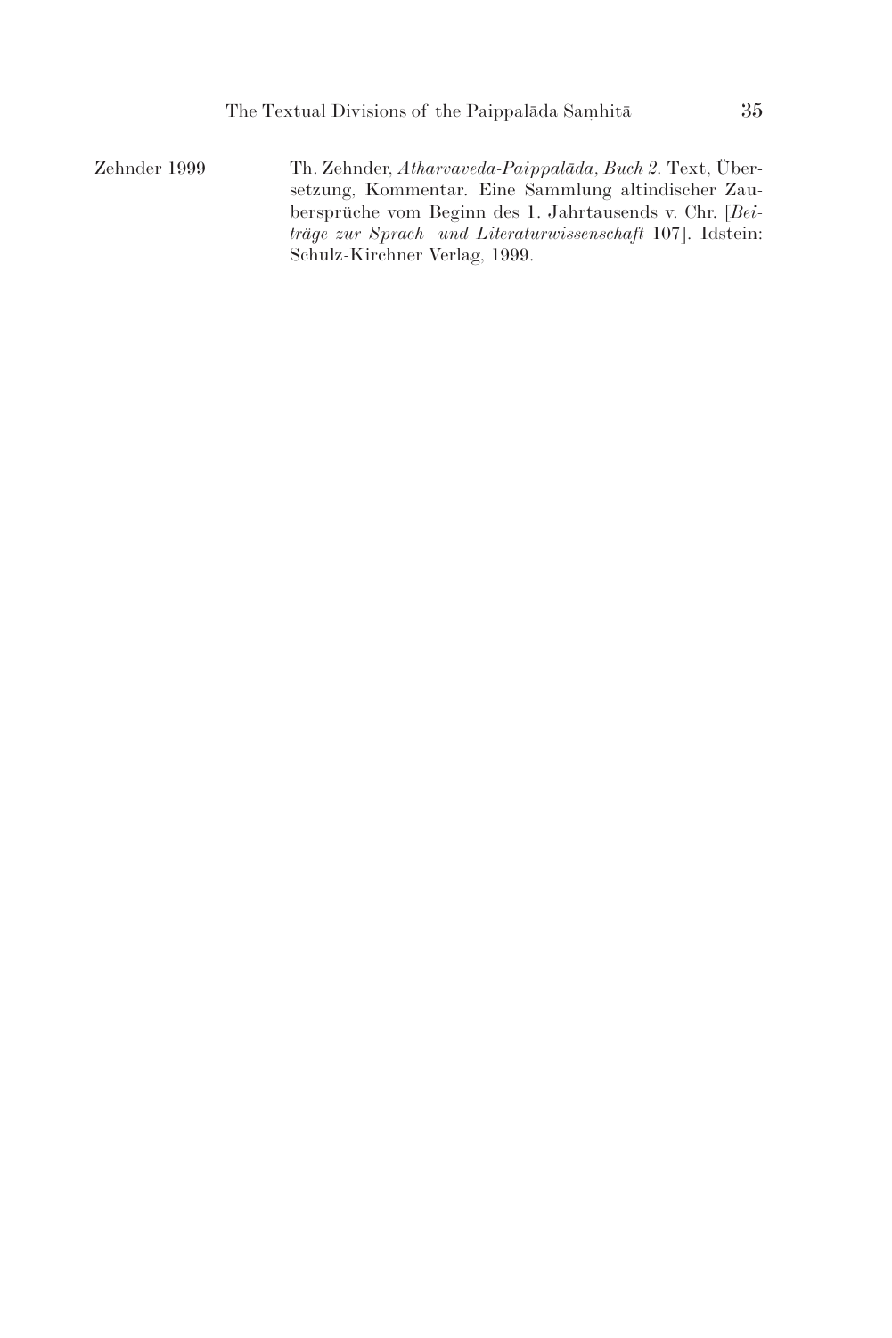Zehnder 1999 Th. Zehnder, *Atharvaveda-Paippalāda, Buch 2*. Text, Übersetzung, Kommentar. Eine Sammlung altindischer Zaubersprüche vom Beginn des 1. Jahrtausends v. Chr. [*Beiträge zur Sprach- und Literaturwissenschaft* 107]. Idstein: Schulz-Kirchner Verlag, 1999.